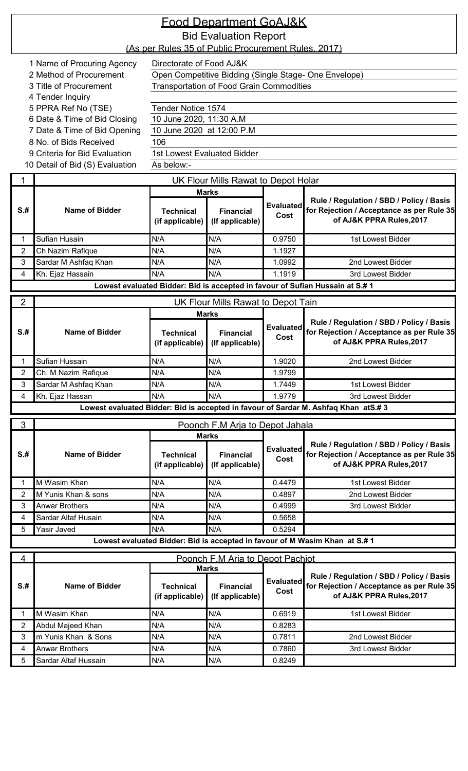# Food Department GoAJ&K

## Bid Evaluation Report

(As per Rules 35 of Public Procurement Rules. 2017)

| | | |
|---|---|---|
| 1 | Name of Procuring Agency | Directorate of Food AJ&K |
| 2 | Method of Procurement | Open Competitive Bidding (Single Stage- One Envelope) |
| 3 | Title of Procurement | Transportation of Food Grain Commodities |
| 4 | Tender Inquiry | |
| 5 | PPRA Ref No (TSE) | Tender Notice 1574 |
| 6 | Date & Time of Bid Closing | 10 June 2020, 11:30 A.M |
| 7 | Date & Time of Bid Opening | 10 June 2020 at 12:00 P.M |
| 8 | No. of Bids Received | 106 |
| 9 | Criteria for Bid Evaluation | 1st Lowest Evaluated Bidder |
| 10 | Detail of Bid (S) Evaluation | As below:- |

**1 — UK Flour Mills Rawat to Depot Holar**

| S.# | Name of Bidder | Marks: Technical (if applicable) | Marks: Financial (If applicable) | Evaluated Cost | Rule / Regulation / SBD / Policy / Basis for Rejection / Acceptance as per Rule 35 of AJ&K PPRA Rules,2017 |
|---|---|---|---|---|---|
| 1 | Sufian Husain | N/A | N/A | 0.9750 | 1st Lowest Bidder |
| 2 | Ch Nazim Rafique | N/A | N/A | 1.1927 | |
| 3 | Sardar M Ashfaq Khan | N/A | N/A | 1.0992 | 2nd Lowest Bidder |
| 4 | Kh. Ejaz Hassain | N/A | N/A | 1.1919 | 3rd Lowest Bidder |

Lowest evaluated Bidder: Bid is accepted in favour of Sufian Hussain at S.# 1

**2 — UK Flour Mills Rawat to Depot Tain**

| S.# | Name of Bidder | Marks: Technical (if applicable) | Marks: Financial (If applicable) | Evaluated Cost | Rule / Regulation / SBD / Policy / Basis for Rejection / Acceptance as per Rule 35 of AJ&K PPRA Rules,2017 |
|---|---|---|---|---|---|
| 1 | Sufian Hussain | N/A | N/A | 1.9020 | 2nd Lowest Bidder |
| 2 | Ch. M Nazim Rafique | N/A | N/A | 1.9799 | |
| 3 | Sardar M Ashfaq Khan | N/A | N/A | 1.7449 | 1st Lowest Bidder |
| 4 | Kh. Ejaz Hassan | N/A | N/A | 1.9779 | 3rd Lowest Bidder |

Lowest evaluated Bidder: Bid is accepted in favour of Sardar M. Ashfaq Khan atS.# 3

**3 — Poonch F.M Arja to Depot Jahala**

| S.# | Name of Bidder | Marks: Technical (if applicable) | Marks: Financial (If applicable) | Evaluated Cost | Rule / Regulation / SBD / Policy / Basis for Rejection / Acceptance as per Rule 35 of AJ&K PPRA Rules,2017 |
|---|---|---|---|---|---|
| 1 | M Wasim Khan | N/A | N/A | 0.4479 | 1st Lowest Bidder |
| 2 | M Yunis Khan & sons | N/A | N/A | 0.4897 | 2nd Lowest Bidder |
| 3 | Anwar Brothers | N/A | N/A | 0.4999 | 3rd Lowest Bidder |
| 4 | Sardar Altaf Husain | N/A | N/A | 0.5658 | |
| 5 | Yasir Javed | N/A | N/A | 0.5294 | |

Lowest evaluated Bidder: Bid is accepted in favour of M Wasim Khan at S.# 1

**4 — Poonch F.M Arja to Depot Pachiot**

| S.# | Name of Bidder | Marks: Technical (if applicable) | Marks: Financial (If applicable) | Evaluated Cost | Rule / Regulation / SBD / Policy / Basis for Rejection / Acceptance as per Rule 35 of AJ&K PPRA Rules,2017 |
|---|---|---|---|---|---|
| 1 | M Wasim Khan | N/A | N/A | 0.6919 | 1st Lowest Bidder |
| 2 | Abdul Majeed Khan | N/A | N/A | 0.8283 | |
| 3 | m Yunis Khan & Sons | N/A | N/A | 0.7811 | 2nd Lowest Bidder |
| 4 | Anwar Brothers | N/A | N/A | 0.7860 | 3rd Lowest Bidder |
| 5 | Sardar Altaf Hussain | N/A | N/A | 0.8249 | |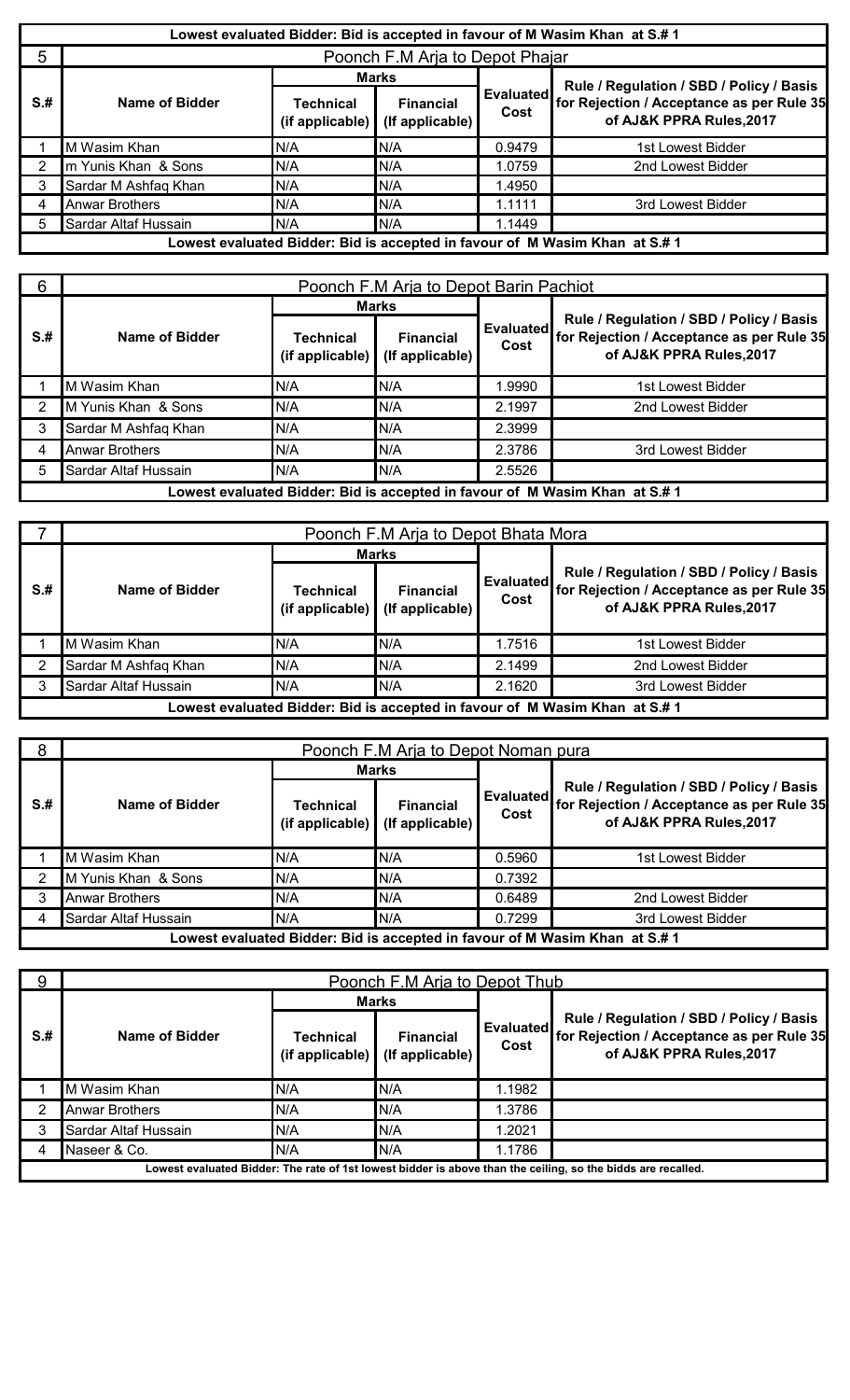**Lowest evaluated Bidder: Bid is accepted in favour of M Wasim Khan at S.# 1**

| 5 | Poonch F.M Arja to Depot Phajar | | | | |
|---|---|---|---|---|---|
| **S.#** | **Name of Bidder** | **Marks** | | **Evaluated Cost** | **Rule / Regulation / SBD / Policy / Basis for Rejection / Acceptance as per Rule 35 of AJ&K PPRA Rules,2017** |
| | | **Technical (if applicable)** | **Financial (If applicable)** | | |
| 1 | M Wasim Khan | N/A | N/A | 0.9479 | 1st Lowest Bidder |
| 2 | m Yunis Khan & Sons | N/A | N/A | 1.0759 | 2nd Lowest Bidder |
| 3 | Sardar M Ashfaq Khan | N/A | N/A | 1.4950 | |
| 4 | Anwar Brothers | N/A | N/A | 1.1111 | 3rd Lowest Bidder |
| 5 | Sardar Altaf Hussain | N/A | N/A | 1.1449 | |

**Lowest evaluated Bidder: Bid is accepted in favour of M Wasim Khan at S.# 1**

| 6 | Poonch F.M Arja to Depot Barin Pachiot | | | | |
|---|---|---|---|---|---|
| **S.#** | **Name of Bidder** | **Marks** | | **Evaluated Cost** | **Rule / Regulation / SBD / Policy / Basis for Rejection / Acceptance as per Rule 35 of AJ&K PPRA Rules,2017** |
| | | **Technical (if applicable)** | **Financial (If applicable)** | | |
| 1 | M Wasim Khan | N/A | N/A | 1.9990 | 1st Lowest Bidder |
| 2 | M Yunis Khan & Sons | N/A | N/A | 2.1997 | 2nd Lowest Bidder |
| 3 | Sardar M Ashfaq Khan | N/A | N/A | 2.3999 | |
| 4 | Anwar Brothers | N/A | N/A | 2.3786 | 3rd Lowest Bidder |
| 5 | Sardar Altaf Hussain | N/A | N/A | 2.5526 | |

**Lowest evaluated Bidder: Bid is accepted in favour of M Wasim Khan at S.# 1**

| 7 | Poonch F.M Arja to Depot Bhata Mora | | | | |
|---|---|---|---|---|---|
| **S.#** | **Name of Bidder** | **Marks** | | **Evaluated Cost** | **Rule / Regulation / SBD / Policy / Basis for Rejection / Acceptance as per Rule 35 of AJ&K PPRA Rules,2017** |
| | | **Technical (if applicable)** | **Financial (If applicable)** | | |
| 1 | M Wasim Khan | N/A | N/A | 1.7516 | 1st Lowest Bidder |
| 2 | Sardar M Ashfaq Khan | N/A | N/A | 2.1499 | 2nd Lowest Bidder |
| 3 | Sardar Altaf Hussain | N/A | N/A | 2.1620 | 3rd Lowest Bidder |

**Lowest evaluated Bidder: Bid is accepted in favour of M Wasim Khan at S.# 1**

| 8 | Poonch F.M Arja to Depot Noman pura | | | | |
|---|---|---|---|---|---|
| **S.#** | **Name of Bidder** | **Marks** | | **Evaluated Cost** | **Rule / Regulation / SBD / Policy / Basis for Rejection / Acceptance as per Rule 35 of AJ&K PPRA Rules,2017** |
| | | **Technical (if applicable)** | **Financial (If applicable)** | | |
| 1 | M Wasim Khan | N/A | N/A | 0.5960 | 1st Lowest Bidder |
| 2 | M Yunis Khan & Sons | N/A | N/A | 0.7392 | |
| 3 | Anwar Brothers | N/A | N/A | 0.6489 | 2nd Lowest Bidder |
| 4 | Sardar Altaf Hussain | N/A | N/A | 0.7299 | 3rd Lowest Bidder |

**Lowest evaluated Bidder: Bid is accepted in favour of M Wasim Khan at S.# 1**

| 9 | Poonch F.M Arja to Depot Thub | | | | |
|---|---|---|---|---|---|
| **S.#** | **Name of Bidder** | **Marks** | | **Evaluated Cost** | **Rule / Regulation / SBD / Policy / Basis for Rejection / Acceptance as per Rule 35 of AJ&K PPRA Rules,2017** |
| | | **Technical (if applicable)** | **Financial (If applicable)** | | |
| 1 | M Wasim Khan | N/A | N/A | 1.1982 | |
| 2 | Anwar Brothers | N/A | N/A | 1.3786 | |
| 3 | Sardar Altaf Hussain | N/A | N/A | 1.2021 | |
| 4 | Naseer & Co. | N/A | N/A | 1.1786 | |

**Lowest evaluated Bidder: The rate of 1st lowest bidder is above than the ceiling, so the bidds are recalled.**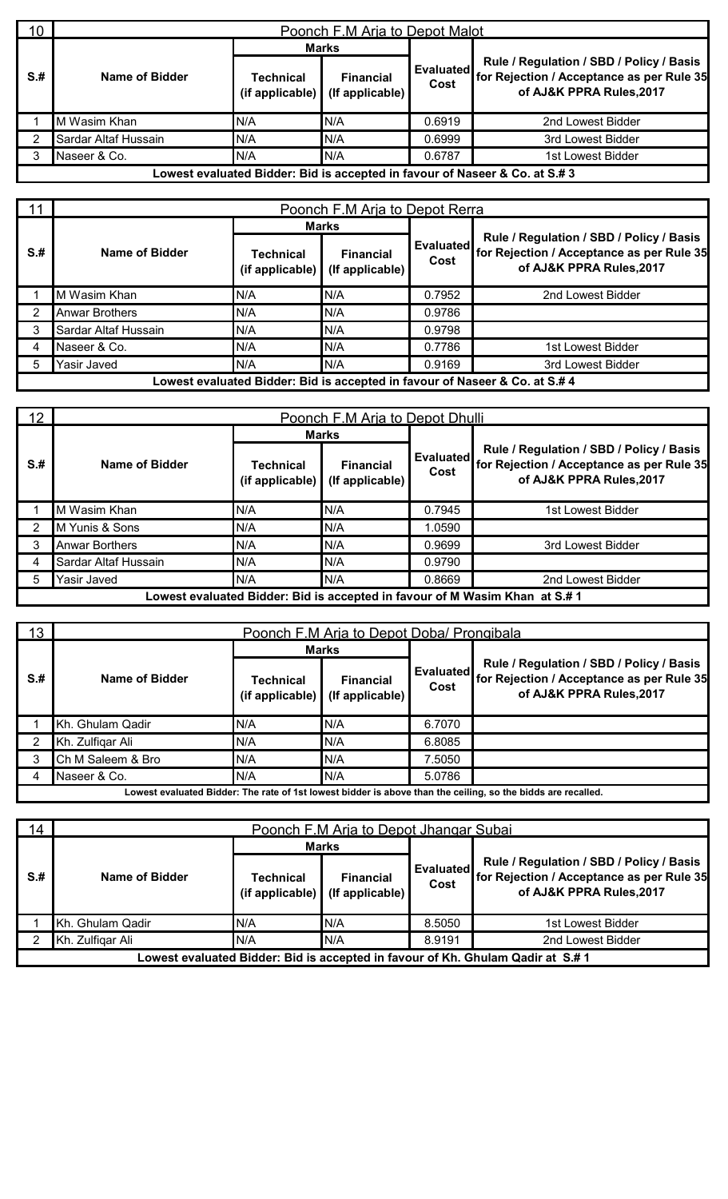| 10 | Poonch F.M Arja to Depot Malot | | | | |
|---|---|---|---|---|---|
| S.# | Name of Bidder | Marks | | Evaluated Cost | Rule / Regulation / SBD / Policy / Basis for Rejection / Acceptance as per Rule 35 of AJ&K PPRA Rules,2017 |
| | | Technical (if applicable) | Financial (If applicable) | | |
| 1 | M Wasim Khan | N/A | N/A | 0.6919 | 2nd Lowest Bidder |
| 2 | Sardar Altaf Hussain | N/A | N/A | 0.6999 | 3rd Lowest Bidder |
| 3 | Naseer & Co. | N/A | N/A | 0.6787 | 1st Lowest Bidder |
| Lowest evaluated Bidder: Bid is accepted in favour of Naseer & Co. at S.# 3 | | | | | |

| 11 | Poonch F.M Arja to Depot Rerra | | | | |
|---|---|---|---|---|---|
| S.# | Name of Bidder | Marks | | Evaluated Cost | Rule / Regulation / SBD / Policy / Basis for Rejection / Acceptance as per Rule 35 of AJ&K PPRA Rules,2017 |
| | | Technical (if applicable) | Financial (If applicable) | | |
| 1 | M Wasim Khan | N/A | N/A | 0.7952 | 2nd Lowest Bidder |
| 2 | Anwar Brothers | N/A | N/A | 0.9786 | |
| 3 | Sardar Altaf Hussain | N/A | N/A | 0.9798 | |
| 4 | Naseer & Co. | N/A | N/A | 0.7786 | 1st Lowest Bidder |
| 5 | Yasir Javed | N/A | N/A | 0.9169 | 3rd Lowest Bidder |
| Lowest evaluated Bidder: Bid is accepted in favour of Naseer & Co. at S.# 4 | | | | | |

| 12 | Poonch F.M Arja to Depot Dhulli | | | | |
|---|---|---|---|---|---|
| S.# | Name of Bidder | Marks | | Evaluated Cost | Rule / Regulation / SBD / Policy / Basis for Rejection / Acceptance as per Rule 35 of AJ&K PPRA Rules,2017 |
| | | Technical (if applicable) | Financial (If applicable) | | |
| 1 | M Wasim Khan | N/A | N/A | 0.7945 | 1st Lowest Bidder |
| 2 | M Yunis & Sons | N/A | N/A | 1.0590 | |
| 3 | Anwar Borthers | N/A | N/A | 0.9699 | 3rd Lowest Bidder |
| 4 | Sardar Altaf Hussain | N/A | N/A | 0.9790 | |
| 5 | Yasir Javed | N/A | N/A | 0.8669 | 2nd Lowest Bidder |
| Lowest evaluated Bidder: Bid is accepted in favour of M Wasim Khan at S.# 1 | | | | | |

| 13 | Poonch F.M Arja to Depot Doba/ Prongibala | | | | |
|---|---|---|---|---|---|
| S.# | Name of Bidder | Marks | | Evaluated Cost | Rule / Regulation / SBD / Policy / Basis for Rejection / Acceptance as per Rule 35 of AJ&K PPRA Rules,2017 |
| | | Technical (if applicable) | Financial (If applicable) | | |
| 1 | Kh. Ghulam Qadir | N/A | N/A | 6.7070 | |
| 2 | Kh. Zulfiqar Ali | N/A | N/A | 6.8085 | |
| 3 | Ch M Saleem & Bro | N/A | N/A | 7.5050 | |
| 4 | Naseer & Co. | N/A | N/A | 5.0786 | |
| Lowest evaluated Bidder: The rate of 1st lowest bidder is above than the ceiling, so the bidds are recalled. | | | | | |

| 14 | Poonch F.M Arja to Depot Jhangar Subai | | | | |
|---|---|---|---|---|---|
| S.# | Name of Bidder | Marks | | Evaluated Cost | Rule / Regulation / SBD / Policy / Basis for Rejection / Acceptance as per Rule 35 of AJ&K PPRA Rules,2017 |
| | | Technical (if applicable) | Financial (If applicable) | | |
| 1 | Kh. Ghulam Qadir | N/A | N/A | 8.5050 | 1st Lowest Bidder |
| 2 | Kh. Zulfiqar Ali | N/A | N/A | 8.9191 | 2nd Lowest Bidder |
| Lowest evaluated Bidder: Bid is accepted in favour of Kh. Ghulam Qadir at S.# 1 | | | | | |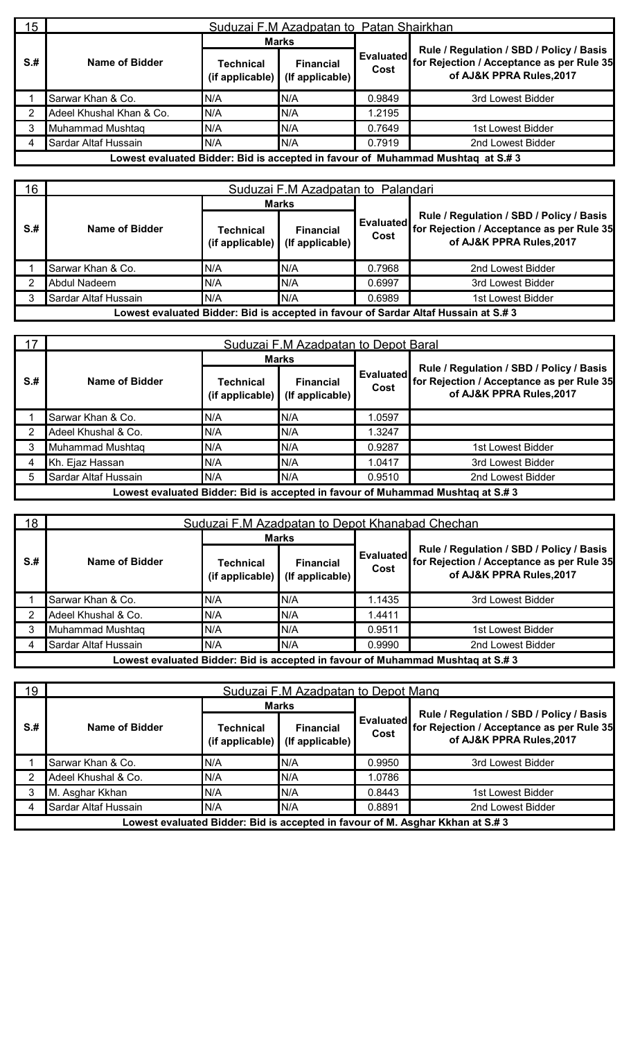| 15 | Suduzai F.M Azadpatan to Patan Shairkhan | | | | |
|---|---|---|---|---|---|
| **S.#** | **Name of Bidder** | **Marks** | | **Evaluated Cost** | **Rule / Regulation / SBD / Policy / Basis for Rejection / Acceptance as per Rule 35 of AJ&K PPRA Rules,2017** |
| | | **Technical (if applicable)** | **Financial (If applicable)** | | |
| 1 | Sarwar Khan & Co. | N/A | N/A | 0.9849 | 3rd Lowest Bidder |
| 2 | Adeel Khushal Khan & Co. | N/A | N/A | 1.2195 | |
| 3 | Muhammad Mushtaq | N/A | N/A | 0.7649 | 1st Lowest Bidder |
| 4 | Sardar Altaf Hussain | N/A | N/A | 0.7919 | 2nd Lowest Bidder |
| **Lowest evaluated Bidder: Bid is accepted in favour of Muhammad Mushtaq at S.# 3** | | | | | |

| 16 | Suduzai F.M Azadpatan to Palandari | | | | |
|---|---|---|---|---|---|
| **S.#** | **Name of Bidder** | **Marks** | | **Evaluated Cost** | **Rule / Regulation / SBD / Policy / Basis for Rejection / Acceptance as per Rule 35 of AJ&K PPRA Rules,2017** |
| | | **Technical (if applicable)** | **Financial (If applicable)** | | |
| 1 | Sarwar Khan & Co. | N/A | N/A | 0.7968 | 2nd Lowest Bidder |
| 2 | Abdul Nadeem | N/A | N/A | 0.6997 | 3rd Lowest Bidder |
| 3 | Sardar Altaf Hussain | N/A | N/A | 0.6989 | 1st Lowest Bidder |
| **Lowest evaluated Bidder: Bid is accepted in favour of Sardar Altaf Hussain at S.# 3** | | | | | |

| 17 | Suduzai F.M Azadpatan to Depot Baral | | | | |
|---|---|---|---|---|---|
| **S.#** | **Name of Bidder** | **Marks** | | **Evaluated Cost** | **Rule / Regulation / SBD / Policy / Basis for Rejection / Acceptance as per Rule 35 of AJ&K PPRA Rules,2017** |
| | | **Technical (if applicable)** | **Financial (If applicable)** | | |
| 1 | Sarwar Khan & Co. | N/A | N/A | 1.0597 | |
| 2 | Adeel Khushal & Co. | N/A | N/A | 1.3247 | |
| 3 | Muhammad Mushtaq | N/A | N/A | 0.9287 | 1st Lowest Bidder |
| 4 | Kh. Ejaz Hassan | N/A | N/A | 1.0417 | 3rd Lowest Bidder |
| 5 | Sardar Altaf Hussain | N/A | N/A | 0.9510 | 2nd Lowest Bidder |
| **Lowest evaluated Bidder: Bid is accepted in favour of Muhammad Mushtaq at S.# 3** | | | | | |

| 18 | Suduzai F.M Azadpatan to Depot Khanabad Chechan | | | | |
|---|---|---|---|---|---|
| **S.#** | **Name of Bidder** | **Marks** | | **Evaluated Cost** | **Rule / Regulation / SBD / Policy / Basis for Rejection / Acceptance as per Rule 35 of AJ&K PPRA Rules,2017** |
| | | **Technical (if applicable)** | **Financial (If applicable)** | | |
| 1 | Sarwar Khan & Co. | N/A | N/A | 1.1435 | 3rd Lowest Bidder |
| 2 | Adeel Khushal & Co. | N/A | N/A | 1.4411 | |
| 3 | Muhammad Mushtaq | N/A | N/A | 0.9511 | 1st Lowest Bidder |
| 4 | Sardar Altaf Hussain | N/A | N/A | 0.9990 | 2nd Lowest Bidder |
| **Lowest evaluated Bidder: Bid is accepted in favour of Muhammad Mushtaq at S.# 3** | | | | | |

| 19 | Suduzai F.M Azadpatan to Depot Mang | | | | |
|---|---|---|---|---|---|
| **S.#** | **Name of Bidder** | **Marks** | | **Evaluated Cost** | **Rule / Regulation / SBD / Policy / Basis for Rejection / Acceptance as per Rule 35 of AJ&K PPRA Rules,2017** |
| | | **Technical (if applicable)** | **Financial (If applicable)** | | |
| 1 | Sarwar Khan & Co. | N/A | N/A | 0.9950 | 3rd Lowest Bidder |
| 2 | Adeel Khushal & Co. | N/A | N/A | 1.0786 | |
| 3 | M. Asghar Kkhan | N/A | N/A | 0.8443 | 1st Lowest Bidder |
| 4 | Sardar Altaf Hussain | N/A | N/A | 0.8891 | 2nd Lowest Bidder |
| **Lowest evaluated Bidder: Bid is accepted in favour of M. Asghar Kkhan at S.# 3** | | | | | |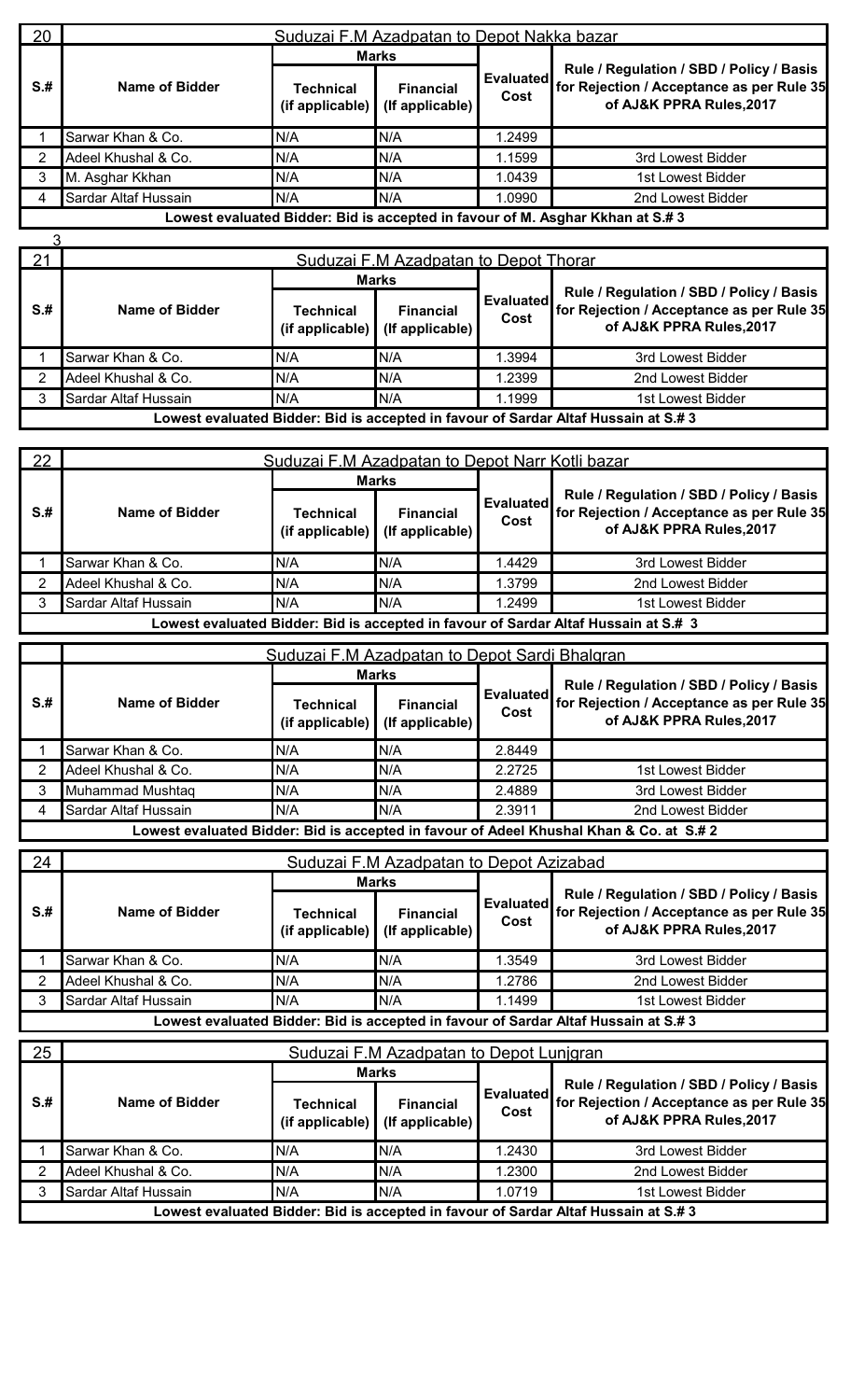| 20 | Suduzai F.M Azadpatan to Depot Nakka bazar | | | | |
|---|---|---|---|---|---|
| | | Marks | | | |
| S.# | Name of Bidder | Technical (if applicable) | Financial (If applicable) | Evaluated Cost | Rule / Regulation / SBD / Policy / Basis for Rejection / Acceptance as per Rule 35 of AJ&K PPRA Rules,2017 |
| 1 | Sarwar Khan & Co. | N/A | N/A | 1.2499 | |
| 2 | Adeel Khushal & Co. | N/A | N/A | 1.1599 | 3rd Lowest Bidder |
| 3 | M. Asghar Kkhan | N/A | N/A | 1.0439 | 1st Lowest Bidder |
| 4 | Sardar Altaf Hussain | N/A | N/A | 1.0990 | 2nd Lowest Bidder |
| Lowest evaluated Bidder: Bid is accepted in favour of M. Asghar Kkhan at S.# 3 | | | | | |

3

| 21 | Suduzai F.M Azadpatan to Depot Thorar | | | | |
|---|---|---|---|---|---|
| | | Marks | | | |
| S.# | Name of Bidder | Technical (if applicable) | Financial (If applicable) | Evaluated Cost | Rule / Regulation / SBD / Policy / Basis for Rejection / Acceptance as per Rule 35 of AJ&K PPRA Rules,2017 |
| 1 | Sarwar Khan & Co. | N/A | N/A | 1.3994 | 3rd Lowest Bidder |
| 2 | Adeel Khushal & Co. | N/A | N/A | 1.2399 | 2nd Lowest Bidder |
| 3 | Sardar Altaf Hussain | N/A | N/A | 1.1999 | 1st Lowest Bidder |
| Lowest evaluated Bidder: Bid is accepted in favour of Sardar Altaf Hussain at S.# 3 | | | | | |

| 22 | Suduzai F.M Azadpatan to Depot Narr Kotli bazar | | | | |
|---|---|---|---|---|---|
| | | Marks | | | |
| S.# | Name of Bidder | Technical (if applicable) | Financial (If applicable) | Evaluated Cost | Rule / Regulation / SBD / Policy / Basis for Rejection / Acceptance as per Rule 35 of AJ&K PPRA Rules,2017 |
| 1 | Sarwar Khan & Co. | N/A | N/A | 1.4429 | 3rd Lowest Bidder |
| 2 | Adeel Khushal & Co. | N/A | N/A | 1.3799 | 2nd Lowest Bidder |
| 3 | Sardar Altaf Hussain | N/A | N/A | 1.2499 | 1st Lowest Bidder |
| Lowest evaluated Bidder: Bid is accepted in favour of Sardar Altaf Hussain at S.# 3 | | | | | |

| | Suduzai F.M Azadpatan to Depot Sardi Bhalgran | | | | |
|---|---|---|---|---|---|
| | | Marks | | | |
| S.# | Name of Bidder | Technical (if applicable) | Financial (If applicable) | Evaluated Cost | Rule / Regulation / SBD / Policy / Basis for Rejection / Acceptance as per Rule 35 of AJ&K PPRA Rules,2017 |
| 1 | Sarwar Khan & Co. | N/A | N/A | 2.8449 | |
| 2 | Adeel Khushal & Co. | N/A | N/A | 2.2725 | 1st Lowest Bidder |
| 3 | Muhammad Mushtaq | N/A | N/A | 2.4889 | 3rd Lowest Bidder |
| 4 | Sardar Altaf Hussain | N/A | N/A | 2.3911 | 2nd Lowest Bidder |
| Lowest evaluated Bidder: Bid is accepted in favour of Adeel Khushal Khan & Co. at S.# 2 | | | | | |

| 24 | Suduzai F.M Azadpatan to Depot Azizabad | | | | |
|---|---|---|---|---|---|
| | | Marks | | | |
| S.# | Name of Bidder | Technical (if applicable) | Financial (If applicable) | Evaluated Cost | Rule / Regulation / SBD / Policy / Basis for Rejection / Acceptance as per Rule 35 of AJ&K PPRA Rules,2017 |
| 1 | Sarwar Khan & Co. | N/A | N/A | 1.3549 | 3rd Lowest Bidder |
| 2 | Adeel Khushal & Co. | N/A | N/A | 1.2786 | 2nd Lowest Bidder |
| 3 | Sardar Altaf Hussain | N/A | N/A | 1.1499 | 1st Lowest Bidder |
| Lowest evaluated Bidder: Bid is accepted in favour of Sardar Altaf Hussain at S.# 3 | | | | | |

| 25 | Suduzai F.M Azadpatan to Depot Lunjgran | | | | |
|---|---|---|---|---|---|
| | | Marks | | | |
| S.# | Name of Bidder | Technical (if applicable) | Financial (If applicable) | Evaluated Cost | Rule / Regulation / SBD / Policy / Basis for Rejection / Acceptance as per Rule 35 of AJ&K PPRA Rules,2017 |
| 1 | Sarwar Khan & Co. | N/A | N/A | 1.2430 | 3rd Lowest Bidder |
| 2 | Adeel Khushal & Co. | N/A | N/A | 1.2300 | 2nd Lowest Bidder |
| 3 | Sardar Altaf Hussain | N/A | N/A | 1.0719 | 1st Lowest Bidder |
| Lowest evaluated Bidder: Bid is accepted in favour of Sardar Altaf Hussain at S.# 3 | | | | | |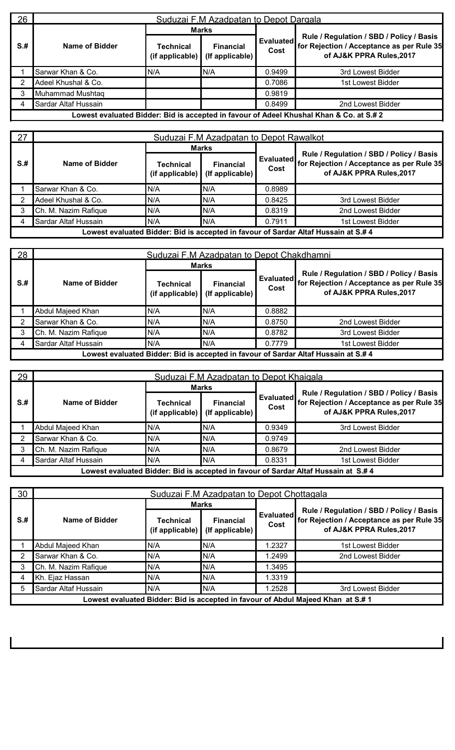| 26 | Suduzai F.M Azadpatan to Depot Dargala | | | | |
|---|---|---|---|---|---|
| S.# | Name of Bidder | Marks | | Evaluated Cost | Rule / Regulation / SBD / Policy / Basis for Rejection / Acceptance as per Rule 35 of AJ&K PPRA Rules,2017 |
| | | Technical (if applicable) | Financial (If applicable) | | |
| 1 | Sarwar Khan & Co. | N/A | N/A | 0.9499 | 3rd Lowest Bidder |
| 2 | Adeel Khushal & Co. | | | 0.7086 | 1st Lowest Bidder |
| 3 | Muhammad Mushtaq | | | 0.9819 | |
| 4 | Sardar Altaf Hussain | | | 0.8499 | 2nd Lowest Bidder |
| Lowest evaluated Bidder: Bid is accepted in favour of Adeel Khushal Khan & Co. at S.# 2 | | | | | |

| 27 | Suduzai F.M Azadpatan to Depot Rawalkot | | | | |
|---|---|---|---|---|---|
| S.# | Name of Bidder | Marks | | Evaluated Cost | Rule / Regulation / SBD / Policy / Basis for Rejection / Acceptance as per Rule 35 of AJ&K PPRA Rules,2017 |
| | | Technical (if applicable) | Financial (If applicable) | | |
| 1 | Sarwar Khan & Co. | N/A | N/A | 0.8989 | |
| 2 | Adeel Khushal & Co. | N/A | N/A | 0.8425 | 3rd Lowest Bidder |
| 3 | Ch. M. Nazim Rafique | N/A | N/A | 0.8319 | 2nd Lowest Bidder |
| 4 | Sardar Altaf Hussain | N/A | N/A | 0.7911 | 1st Lowest Bidder |
| Lowest evaluated Bidder: Bid is accepted in favour of Sardar Altaf Hussain at S.# 4 | | | | | |

| 28 | Suduzai F.M Azadpatan to Depot Chakdhamni | | | | |
|---|---|---|---|---|---|
| S.# | Name of Bidder | Marks | | Evaluated Cost | Rule / Regulation / SBD / Policy / Basis for Rejection / Acceptance as per Rule 35 of AJ&K PPRA Rules,2017 |
| | | Technical (if applicable) | Financial (If applicable) | | |
| 1 | Abdul Majeed Khan | N/A | N/A | 0.8882 | |
| 2 | Sarwar Khan & Co. | N/A | N/A | 0.8750 | 2nd Lowest Bidder |
| 3 | Ch. M. Nazim Rafique | N/A | N/A | 0.8782 | 3rd Lowest Bidder |
| 4 | Sardar Altaf Hussain | N/A | N/A | 0.7779 | 1st Lowest Bidder |
| Lowest evaluated Bidder: Bid is accepted in favour of Sardar Altaf Hussain at S.# 4 | | | | | |

| 29 | Suduzai F.M Azadpatan to Depot Khaigala | | | | |
|---|---|---|---|---|---|
| S.# | Name of Bidder | Marks | | Evaluated Cost | Rule / Regulation / SBD / Policy / Basis for Rejection / Acceptance as per Rule 35 of AJ&K PPRA Rules,2017 |
| | | Technical (if applicable) | Financial (If applicable) | | |
| 1 | Abdul Majeed Khan | N/A | N/A | 0.9349 | 3rd Lowest Bidder |
| 2 | Sarwar Khan & Co. | N/A | N/A | 0.9749 | |
| 3 | Ch. M. Nazim Rafique | N/A | N/A | 0.8679 | 2nd Lowest Bidder |
| 4 | Sardar Altaf Hussain | N/A | N/A | 0.8331 | 1st Lowest Bidder |
| Lowest evaluated Bidder: Bid is accepted in favour of Sardar Altaf Hussain at S.# 4 | | | | | |

| 30 | Suduzai F.M Azadpatan to Depot Chottagala | | | | |
|---|---|---|---|---|---|
| S.# | Name of Bidder | Marks | | Evaluated Cost | Rule / Regulation / SBD / Policy / Basis for Rejection / Acceptance as per Rule 35 of AJ&K PPRA Rules,2017 |
| | | Technical (if applicable) | Financial (If applicable) | | |
| 1 | Abdul Majeed Khan | N/A | N/A | 1.2327 | 1st Lowest Bidder |
| 2 | Sarwar Khan & Co. | N/A | N/A | 1.2499 | 2nd Lowest Bidder |
| 3 | Ch. M. Nazim Rafique | N/A | N/A | 1.3495 | |
| 4 | Kh. Ejaz Hassan | N/A | N/A | 1.3319 | |
| 5 | Sardar Altaf Hussain | N/A | N/A | 1.2528 | 3rd Lowest Bidder |
| Lowest evaluated Bidder: Bid is accepted in favour of Abdul Majeed Khan at S.# 1 | | | | | |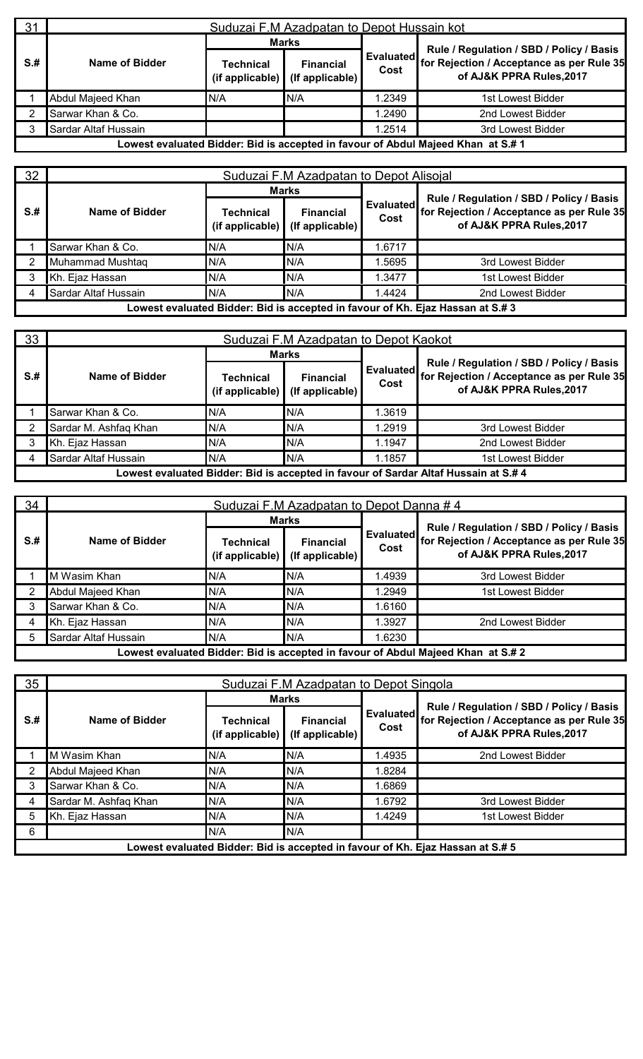| 31 | Suduzai F.M Azadpatan to Depot Hussain kot | | | | |
|---|---|---|---|---|---|
| S.# | Name of Bidder | Marks | | Evaluated Cost | Rule / Regulation / SBD / Policy / Basis for Rejection / Acceptance as per Rule 35 of AJ&K PPRA Rules,2017 |
| | | Technical (if applicable) | Financial (If applicable) | | |
| 1 | Abdul Majeed Khan | N/A | N/A | 1.2349 | 1st Lowest Bidder |
| 2 | Sarwar Khan & Co. | | | 1.2490 | 2nd Lowest Bidder |
| 3 | Sardar Altaf Hussain | | | 1.2514 | 3rd Lowest Bidder |
| Lowest evaluated Bidder: Bid is accepted in favour of Abdul Majeed Khan at S.# 1 | | | | | |

| 32 | Suduzai F.M Azadpatan to Depot Alisojal | | | | |
|---|---|---|---|---|---|
| S.# | Name of Bidder | Marks | | Evaluated Cost | Rule / Regulation / SBD / Policy / Basis for Rejection / Acceptance as per Rule 35 of AJ&K PPRA Rules,2017 |
| | | Technical (if applicable) | Financial (If applicable) | | |
| 1 | Sarwar Khan & Co. | N/A | N/A | 1.6717 | |
| 2 | Muhammad Mushtaq | N/A | N/A | 1.5695 | 3rd Lowest Bidder |
| 3 | Kh. Ejaz Hassan | N/A | N/A | 1.3477 | 1st Lowest Bidder |
| 4 | Sardar Altaf Hussain | N/A | N/A | 1.4424 | 2nd Lowest Bidder |
| Lowest evaluated Bidder: Bid is accepted in favour of Kh. Ejaz Hassan at S.# 3 | | | | | |

| 33 | Suduzai F.M Azadpatan to Depot Kaokot | | | | |
|---|---|---|---|---|---|
| S.# | Name of Bidder | Marks | | Evaluated Cost | Rule / Regulation / SBD / Policy / Basis for Rejection / Acceptance as per Rule 35 of AJ&K PPRA Rules,2017 |
| | | Technical (if applicable) | Financial (If applicable) | | |
| 1 | Sarwar Khan & Co. | N/A | N/A | 1.3619 | |
| 2 | Sardar M. Ashfaq Khan | N/A | N/A | 1.2919 | 3rd Lowest Bidder |
| 3 | Kh. Ejaz Hassan | N/A | N/A | 1.1947 | 2nd Lowest Bidder |
| 4 | Sardar Altaf Hussain | N/A | N/A | 1.1857 | 1st Lowest Bidder |
| Lowest evaluated Bidder: Bid is accepted in favour of Sardar Altaf Hussain at S.# 4 | | | | | |

| 34 | Suduzai F.M Azadpatan to Depot Danna # 4 | | | | |
|---|---|---|---|---|---|
| S.# | Name of Bidder | Marks | | Evaluated Cost | Rule / Regulation / SBD / Policy / Basis for Rejection / Acceptance as per Rule 35 of AJ&K PPRA Rules,2017 |
| | | Technical (if applicable) | Financial (If applicable) | | |
| 1 | M Wasim Khan | N/A | N/A | 1.4939 | 3rd Lowest Bidder |
| 2 | Abdul Majeed Khan | N/A | N/A | 1.2949 | 1st Lowest Bidder |
| 3 | Sarwar Khan & Co. | N/A | N/A | 1.6160 | |
| 4 | Kh. Ejaz Hassan | N/A | N/A | 1.3927 | 2nd Lowest Bidder |
| 5 | Sardar Altaf Hussain | N/A | N/A | 1.6230 | |
| Lowest evaluated Bidder: Bid is accepted in favour of Abdul Majeed Khan at S.# 2 | | | | | |

| 35 | Suduzai F.M Azadpatan to Depot Singola | | | | |
|---|---|---|---|---|---|
| S.# | Name of Bidder | Marks | | Evaluated Cost | Rule / Regulation / SBD / Policy / Basis for Rejection / Acceptance as per Rule 35 of AJ&K PPRA Rules,2017 |
| | | Technical (if applicable) | Financial (If applicable) | | |
| 1 | M Wasim Khan | N/A | N/A | 1.4935 | 2nd Lowest Bidder |
| 2 | Abdul Majeed Khan | N/A | N/A | 1.8284 | |
| 3 | Sarwar Khan & Co. | N/A | N/A | 1.6869 | |
| 4 | Sardar M. Ashfaq Khan | N/A | N/A | 1.6792 | 3rd Lowest Bidder |
| 5 | Kh. Ejaz Hassan | N/A | N/A | 1.4249 | 1st Lowest Bidder |
| 6 | | N/A | N/A | | |
| Lowest evaluated Bidder: Bid is accepted in favour of Kh. Ejaz Hassan at S.# 5 | | | | | |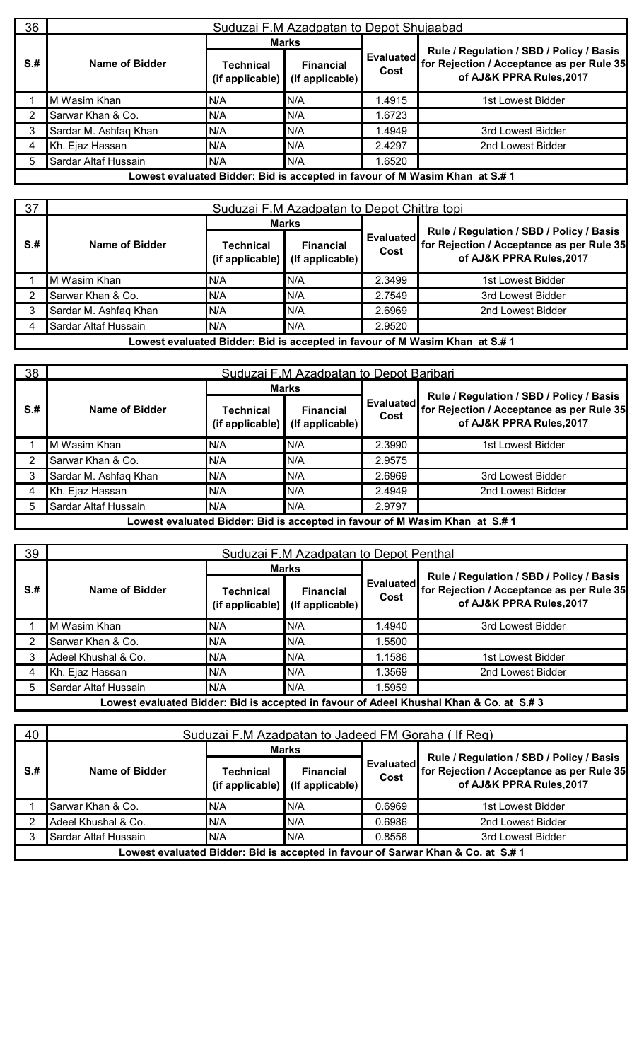| 36 | Suduzai F.M Azadpatan to Depot Shujaabad | | | | |
|---|---|---|---|---|---|
| | | Marks | | | |
| S.# | Name of Bidder | Technical (if applicable) | Financial (If applicable) | Evaluated Cost | Rule / Regulation / SBD / Policy / Basis for Rejection / Acceptance as per Rule 35 of AJ&K PPRA Rules,2017 |
| 1 | M Wasim Khan | N/A | N/A | 1.4915 | 1st Lowest Bidder |
| 2 | Sarwar Khan & Co. | N/A | N/A | 1.6723 | |
| 3 | Sardar M. Ashfaq Khan | N/A | N/A | 1.4949 | 3rd Lowest Bidder |
| 4 | Kh. Ejaz Hassan | N/A | N/A | 2.4297 | 2nd Lowest Bidder |
| 5 | Sardar Altaf Hussain | N/A | N/A | 1.6520 | |
| Lowest evaluated Bidder: Bid is accepted in favour of M Wasim Khan at S.# 1 | | | | | |

| 37 | Suduzai F.M Azadpatan to Depot Chittra topi | | | | |
|---|---|---|---|---|---|
| | | Marks | | | |
| S.# | Name of Bidder | Technical (if applicable) | Financial (If applicable) | Evaluated Cost | Rule / Regulation / SBD / Policy / Basis for Rejection / Acceptance as per Rule 35 of AJ&K PPRA Rules,2017 |
| 1 | M Wasim Khan | N/A | N/A | 2.3499 | 1st Lowest Bidder |
| 2 | Sarwar Khan & Co. | N/A | N/A | 2.7549 | 3rd Lowest Bidder |
| 3 | Sardar M. Ashfaq Khan | N/A | N/A | 2.6969 | 2nd Lowest Bidder |
| 4 | Sardar Altaf Hussain | N/A | N/A | 2.9520 | |
| Lowest evaluated Bidder: Bid is accepted in favour of M Wasim Khan at S.# 1 | | | | | |

| 38 | Suduzai F.M Azadpatan to Depot Baribari | | | | |
|---|---|---|---|---|---|
| | | Marks | | | |
| S.# | Name of Bidder | Technical (if applicable) | Financial (If applicable) | Evaluated Cost | Rule / Regulation / SBD / Policy / Basis for Rejection / Acceptance as per Rule 35 of AJ&K PPRA Rules,2017 |
| 1 | M Wasim Khan | N/A | N/A | 2.3990 | 1st Lowest Bidder |
| 2 | Sarwar Khan & Co. | N/A | N/A | 2.9575 | |
| 3 | Sardar M. Ashfaq Khan | N/A | N/A | 2.6969 | 3rd Lowest Bidder |
| 4 | Kh. Ejaz Hassan | N/A | N/A | 2.4949 | 2nd Lowest Bidder |
| 5 | Sardar Altaf Hussain | N/A | N/A | 2.9797 | |
| Lowest evaluated Bidder: Bid is accepted in favour of M Wasim Khan at S.# 1 | | | | | |

| 39 | Suduzai F.M Azadpatan to Depot Penthal | | | | |
|---|---|---|---|---|---|
| | | Marks | | | |
| S.# | Name of Bidder | Technical (if applicable) | Financial (If applicable) | Evaluated Cost | Rule / Regulation / SBD / Policy / Basis for Rejection / Acceptance as per Rule 35 of AJ&K PPRA Rules,2017 |
| 1 | M Wasim Khan | N/A | N/A | 1.4940 | 3rd Lowest Bidder |
| 2 | Sarwar Khan & Co. | N/A | N/A | 1.5500 | |
| 3 | Adeel Khushal & Co. | N/A | N/A | 1.1586 | 1st Lowest Bidder |
| 4 | Kh. Ejaz Hassan | N/A | N/A | 1.3569 | 2nd Lowest Bidder |
| 5 | Sardar Altaf Hussain | N/A | N/A | 1.5959 | |
| Lowest evaluated Bidder: Bid is accepted in favour of Adeel Khushal Khan & Co. at S.# 3 | | | | | |

| 40 | Suduzai F.M Azadpatan to Jadeed FM Goraha ( If Req) | | | | |
|---|---|---|---|---|---|
| | | Marks | | | |
| S.# | Name of Bidder | Technical (if applicable) | Financial (If applicable) | Evaluated Cost | Rule / Regulation / SBD / Policy / Basis for Rejection / Acceptance as per Rule 35 of AJ&K PPRA Rules,2017 |
| 1 | Sarwar Khan & Co. | N/A | N/A | 0.6969 | 1st Lowest Bidder |
| 2 | Adeel Khushal & Co. | N/A | N/A | 0.6986 | 2nd Lowest Bidder |
| 3 | Sardar Altaf Hussain | N/A | N/A | 0.8556 | 3rd Lowest Bidder |
| Lowest evaluated Bidder: Bid is accepted in favour of Sarwar Khan & Co. at S.# 1 | | | | | |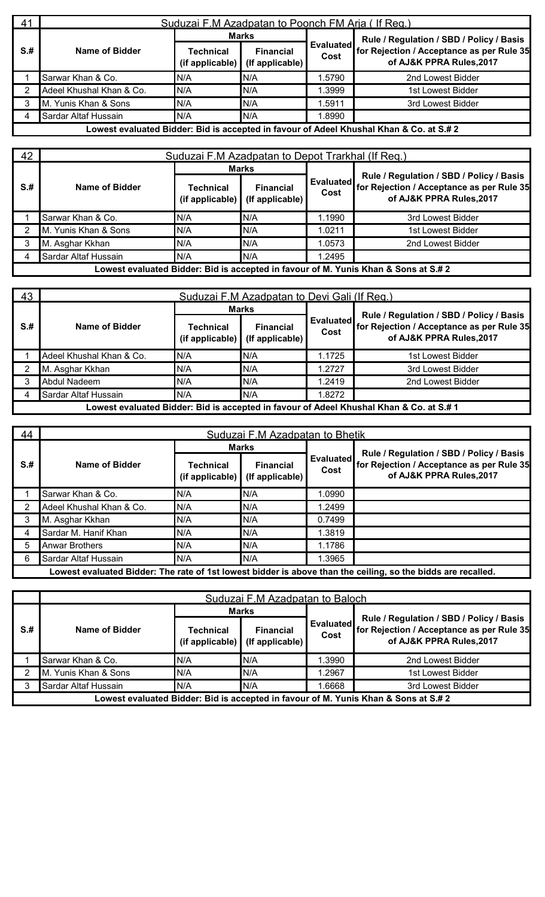| 41 | Suduzai F.M Azadpatan to Poonch FM Arja ( If Req.) | | | | |
|---|---|---|---|---|---|
| S.# | Name of Bidder | Marks | | Evaluated Cost | Rule / Regulation / SBD / Policy / Basis for Rejection / Acceptance as per Rule 35 of AJ&K PPRA Rules,2017 |
| | | Technical (if applicable) | Financial (If applicable) | | |
| 1 | Sarwar Khan & Co. | N/A | N/A | 1.5790 | 2nd Lowest Bidder |
| 2 | Adeel Khushal Khan & Co. | N/A | N/A | 1.3999 | 1st Lowest Bidder |
| 3 | M. Yunis Khan & Sons | N/A | N/A | 1.5911 | 3rd Lowest Bidder |
| 4 | Sardar Altaf Hussain | N/A | N/A | 1.8990 | |
| Lowest evaluated Bidder: Bid is accepted in favour of Adeel Khushal Khan & Co. at S.# 2 | | | | | |

| 42 | Suduzai F.M Azadpatan to Depot Trarkhal (If Req.) | | | | |
|---|---|---|---|---|---|
| S.# | Name of Bidder | Marks | | Evaluated Cost | Rule / Regulation / SBD / Policy / Basis for Rejection / Acceptance as per Rule 35 of AJ&K PPRA Rules,2017 |
| | | Technical (if applicable) | Financial (If applicable) | | |
| 1 | Sarwar Khan & Co. | N/A | N/A | 1.1990 | 3rd Lowest Bidder |
| 2 | M. Yunis Khan & Sons | N/A | N/A | 1.0211 | 1st Lowest Bidder |
| 3 | M. Asghar Kkhan | N/A | N/A | 1.0573 | 2nd Lowest Bidder |
| 4 | Sardar Altaf Hussain | N/A | N/A | 1.2495 | |
| Lowest evaluated Bidder: Bid is accepted in favour of M. Yunis Khan & Sons at S.# 2 | | | | | |

| 43 | Suduzai F.M Azadpatan to Devi Gali (If Req.) | | | | |
|---|---|---|---|---|---|
| S.# | Name of Bidder | Marks | | Evaluated Cost | Rule / Regulation / SBD / Policy / Basis for Rejection / Acceptance as per Rule 35 of AJ&K PPRA Rules,2017 |
| | | Technical (if applicable) | Financial (If applicable) | | |
| 1 | Adeel Khushal Khan & Co. | N/A | N/A | 1.1725 | 1st Lowest Bidder |
| 2 | M. Asghar Kkhan | N/A | N/A | 1.2727 | 3rd Lowest Bidder |
| 3 | Abdul Nadeem | N/A | N/A | 1.2419 | 2nd Lowest Bidder |
| 4 | Sardar Altaf Hussain | N/A | N/A | 1.8272 | |
| Lowest evaluated Bidder: Bid is accepted in favour of Adeel Khushal Khan & Co. at S.# 1 | | | | | |

| 44 | Suduzai F.M Azadpatan to Bhetik | | | | |
|---|---|---|---|---|---|
| S.# | Name of Bidder | Marks | | Evaluated Cost | Rule / Regulation / SBD / Policy / Basis for Rejection / Acceptance as per Rule 35 of AJ&K PPRA Rules,2017 |
| | | Technical (if applicable) | Financial (If applicable) | | |
| 1 | Sarwar Khan & Co. | N/A | N/A | 1.0990 | |
| 2 | Adeel Khushal Khan & Co. | N/A | N/A | 1.2499 | |
| 3 | M. Asghar Kkhan | N/A | N/A | 0.7499 | |
| 4 | Sardar M. Hanif Khan | N/A | N/A | 1.3819 | |
| 5 | Anwar Brothers | N/A | N/A | 1.1786 | |
| 6 | Sardar Altaf Hussain | N/A | N/A | 1.3965 | |
| Lowest evaluated Bidder: The rate of 1st lowest bidder is above than the ceiling, so the bids are recalled. | | | | | |

| | Suduzai F.M Azadpatan to Baloch | | | | |
|---|---|---|---|---|---|
| S.# | Name of Bidder | Marks | | Evaluated Cost | Rule / Regulation / SBD / Policy / Basis for Rejection / Acceptance as per Rule 35 of AJ&K PPRA Rules,2017 |
| | | Technical (if applicable) | Financial (If applicable) | | |
| 1 | Sarwar Khan & Co. | N/A | N/A | 1.3990 | 2nd Lowest Bidder |
| 2 | M. Yunis Khan & Sons | N/A | N/A | 1.2967 | 1st Lowest Bidder |
| 3 | Sardar Altaf Hussain | N/A | N/A | 1.6668 | 3rd Lowest Bidder |
| Lowest evaluated Bidder: Bid is accepted in favour of M. Yunis Khan & Sons at S.# 2 | | | | | |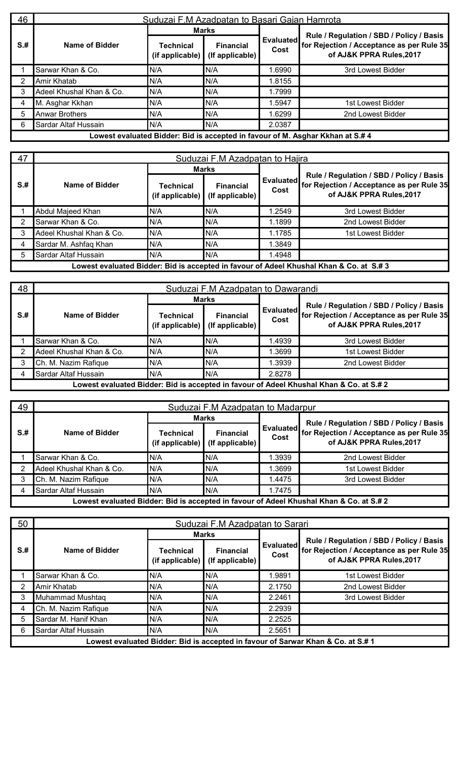| 46 | Suduzai F.M Azadpatan to Basari Gajan Hamrota | | | | |
|---|---|---|---|---|---|
| S.# | Name of Bidder | Marks | | Evaluated Cost | Rule / Regulation / SBD / Policy / Basis for Rejection / Acceptance as per Rule 35 of AJ&K PPRA Rules,2017 |
| | | Technical (if applicable) | Financial (If applicable) | | |
| 1 | Sarwar Khan & Co. | N/A | N/A | 1.6990 | 3rd Lowest Bidder |
| 2 | Amir Khatab | N/A | N/A | 1.8155 | |
| 3 | Adeel Khushal Khan & Co. | N/A | N/A | 1.7999 | |
| 4 | M. Asghar Kkhan | N/A | N/A | 1.5947 | 1st Lowest Bidder |
| 5 | Anwar Brothers | N/A | N/A | 1.6299 | 2nd Lowest Bidder |
| 6 | Sardar Altaf Hussain | N/A | N/A | 2.0387 | |
| Lowest evaluated Bidder: Bid is accepted in favour of M. Asghar Kkhan at S.# 4 | | | | | |

| 47 | Suduzai F.M Azadpatan to Hajira | | | | |
|---|---|---|---|---|---|
| S.# | Name of Bidder | Marks | | Evaluated Cost | Rule / Regulation / SBD / Policy / Basis for Rejection / Acceptance as per Rule 35 of AJ&K PPRA Rules,2017 |
| | | Technical (if applicable) | Financial (If applicable) | | |
| 1 | Abdul Majeed Khan | N/A | N/A | 1.2549 | 3rd Lowest Bidder |
| 2 | Sarwar Khan & Co. | N/A | N/A | 1.1899 | 2nd Lowest Bidder |
| 3 | Adeel Khushal Khan & Co. | N/A | N/A | 1.1785 | 1st Lowest Bidder |
| 4 | Sardar M. Ashfaq Khan | N/A | N/A | 1.3849 | |
| 5 | Sardar Altaf Hussain | N/A | N/A | 1.4948 | |
| Lowest evaluated Bidder: Bid is accepted in favour of Adeel Khushal Khan & Co. at S.# 3 | | | | | |

| 48 | Suduzai F.M Azadpatan to Dawarandi | | | | |
|---|---|---|---|---|---|
| S.# | Name of Bidder | Marks | | Evaluated Cost | Rule / Regulation / SBD / Policy / Basis for Rejection / Acceptance as per Rule 35 of AJ&K PPRA Rules,2017 |
| | | Technical (if applicable) | Financial (If applicable) | | |
| 1 | Sarwar Khan & Co. | N/A | N/A | 1.4939 | 3rd Lowest Bidder |
| 2 | Adeel Khushal Khan & Co. | N/A | N/A | 1.3699 | 1st Lowest Bidder |
| 3 | Ch. M. Nazim Rafique | N/A | N/A | 1.3939 | 2nd Lowest Bidder |
| 4 | Sardar Altaf Hussain | N/A | N/A | 2.8278 | |
| Lowest evaluated Bidder: Bid is accepted in favour of Adeel Khushal Khan & Co. at S.# 2 | | | | | |

| 49 | Suduzai F.M Azadpatan to Madarpur | | | | |
|---|---|---|---|---|---|
| S.# | Name of Bidder | Marks | | Evaluated Cost | Rule / Regulation / SBD / Policy / Basis for Rejection / Acceptance as per Rule 35 of AJ&K PPRA Rules,2017 |
| | | Technical (if applicable) | Financial (If applicable) | | |
| 1 | Sarwar Khan & Co. | N/A | N/A | 1.3939 | 2nd Lowest Bidder |
| 2 | Adeel Khushal Khan & Co. | N/A | N/A | 1.3699 | 1st Lowest Bidder |
| 3 | Ch. M. Nazim Rafique | N/A | N/A | 1.4475 | 3rd Lowest Bidder |
| 4 | Sardar Altaf Hussain | N/A | N/A | 1.7475 | |
| Lowest evaluated Bidder: Bid is accepted in favour of Adeel Khushal Khan & Co. at S.# 2 | | | | | |

| 50 | Suduzai F.M Azadpatan to Sarari | | | | |
|---|---|---|---|---|---|
| S.# | Name of Bidder | Marks | | Evaluated Cost | Rule / Regulation / SBD / Policy / Basis for Rejection / Acceptance as per Rule 35 of AJ&K PPRA Rules,2017 |
| | | Technical (if applicable) | Financial (If applicable) | | |
| 1 | Sarwar Khan & Co. | N/A | N/A | 1.9891 | 1st Lowest Bidder |
| 2 | Amir Khatab | N/A | N/A | 2.1750 | 2nd Lowest Bidder |
| 3 | Muhammad Mushtaq | N/A | N/A | 2.2461 | 3rd Lowest Bidder |
| 4 | Ch. M. Nazim Rafique | N/A | N/A | 2.2939 | |
| 5 | Sardar M. Hanif Khan | N/A | N/A | 2.2525 | |
| 6 | Sardar Altaf Hussain | N/A | N/A | 2.5651 | |
| Lowest evaluated Bidder: Bid is accepted in favour of Sarwar Khan & Co. at S.# 1 | | | | | |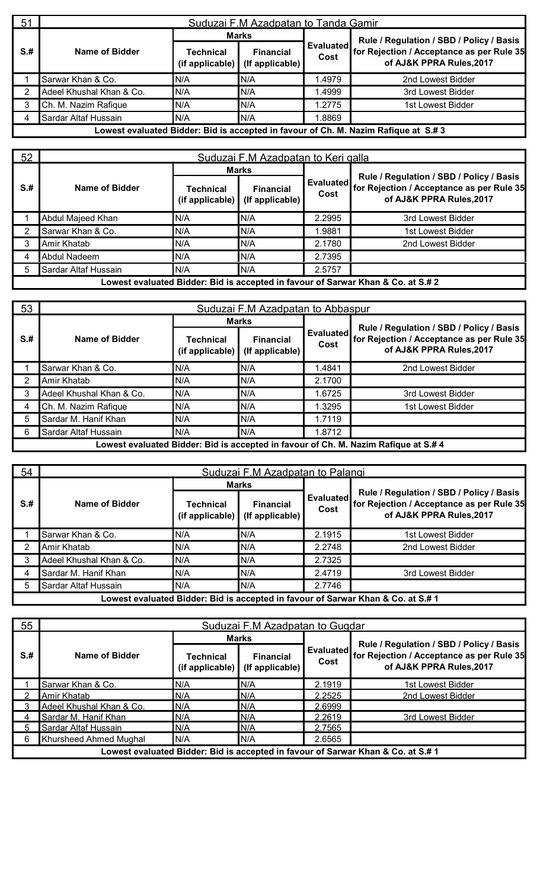| 51 | Suduzai F.M Azadpatan to Tanda Gamir | | | | |
|---|---|---|---|---|---|
| **S.#** | **Name of Bidder** | **Marks** | | **Evaluated Cost** | **Rule / Regulation / SBD / Policy / Basis for Rejection / Acceptance as per Rule 35 of AJ&K PPRA Rules,2017** |
| | | **Technical (if applicable)** | **Financial (If applicable)** | | |
| 1 | Sarwar Khan & Co. | N/A | N/A | 1.4979 | 2nd Lowest Bidder |
| 2 | Adeel Khushal Khan & Co. | N/A | N/A | 1.4999 | 3rd Lowest Bidder |
| 3 | Ch. M. Nazim Rafique | N/A | N/A | 1.2775 | 1st Lowest Bidder |
| 4 | Sardar Altaf Hussain | N/A | N/A | 1.8869 | |
| **Lowest evaluated Bidder: Bid is accepted in favour of Ch. M. Nazim Rafique at S.# 3** | | | | | |

| 52 | Suduzai F.M Azadpatan to Keri galla | | | | |
|---|---|---|---|---|---|
| **S.#** | **Name of Bidder** | **Marks** | | **Evaluated Cost** | **Rule / Regulation / SBD / Policy / Basis for Rejection / Acceptance as per Rule 35 of AJ&K PPRA Rules,2017** |
| | | **Technical (if applicable)** | **Financial (If applicable)** | | |
| 1 | Abdul Majeed Khan | N/A | N/A | 2.2995 | 3rd Lowest Bidder |
| 2 | Sarwar Khan & Co. | N/A | N/A | 1.9881 | 1st Lowest Bidder |
| 3 | Amir Khatab | N/A | N/A | 2.1780 | 2nd Lowest Bidder |
| 4 | Abdul Nadeem | N/A | N/A | 2.7395 | |
| 5 | Sardar Altaf Hussain | N/A | N/A | 2.5757 | |
| **Lowest evaluated Bidder: Bid is accepted in favour of Sarwar Khan & Co. at S.# 2** | | | | | |

| 53 | Suduzai F.M Azadpatan to Abbaspur | | | | |
|---|---|---|---|---|---|
| **S.#** | **Name of Bidder** | **Marks** | | **Evaluated Cost** | **Rule / Regulation / SBD / Policy / Basis for Rejection / Acceptance as per Rule 35 of AJ&K PPRA Rules,2017** |
| | | **Technical (if applicable)** | **Financial (If applicable)** | | |
| 1 | Sarwar Khan & Co. | N/A | N/A | 1.4841 | 2nd Lowest Bidder |
| 2 | Amir Khatab | N/A | N/A | 2.1700 | |
| 3 | Adeel Khushal Khan & Co. | N/A | N/A | 1.6725 | 3rd Lowest Bidder |
| 4 | Ch. M. Nazim Rafique | N/A | N/A | 1.3295 | 1st Lowest Bidder |
| 5 | Sardar M. Hanif Khan | N/A | N/A | 1.7119 | |
| 6 | Sardar Altaf Hussain | N/A | N/A | 1.8712 | |
| **Lowest evaluated Bidder: Bid is accepted in favour of Ch. M. Nazim Rafique at S.# 4** | | | | | |

| 54 | Suduzai F.M Azadpatan to Palangi | | | | |
|---|---|---|---|---|---|
| **S.#** | **Name of Bidder** | **Marks** | | **Evaluated Cost** | **Rule / Regulation / SBD / Policy / Basis for Rejection / Acceptance as per Rule 35 of AJ&K PPRA Rules,2017** |
| | | **Technical (if applicable)** | **Financial (If applicable)** | | |
| 1 | Sarwar Khan & Co. | N/A | N/A | 2.1915 | 1st Lowest Bidder |
| 2 | Amir Khatab | N/A | N/A | 2.2748 | 2nd Lowest Bidder |
| 3 | Adeel Khushal Khan & Co. | N/A | N/A | 2.7325 | |
| 4 | Sardar M. Hanif Khan | N/A | N/A | 2.4719 | 3rd Lowest Bidder |
| 5 | Sardar Altaf Hussain | N/A | N/A | 2.7746 | |
| **Lowest evaluated Bidder: Bid is accepted in favour of Sarwar Khan & Co. at S.# 1** | | | | | |

| 55 | Suduzai F.M Azadpatan to Gugdar | | | | |
|---|---|---|---|---|---|
| **S.#** | **Name of Bidder** | **Marks** | | **Evaluated Cost** | **Rule / Regulation / SBD / Policy / Basis for Rejection / Acceptance as per Rule 35 of AJ&K PPRA Rules,2017** |
| | | **Technical (if applicable)** | **Financial (If applicable)** | | |
| 1 | Sarwar Khan & Co. | N/A | N/A | 2.1919 | 1st Lowest Bidder |
| 2 | Amir Khatab | N/A | N/A | 2.2525 | 2nd Lowest Bidder |
| 3 | Adeel Khushal Khan & Co. | N/A | N/A | 2.6999 | |
| 4 | Sardar M. Hanif Khan | N/A | N/A | 2.2619 | 3rd Lowest Bidder |
| 5 | Sardar Altaf Hussain | N/A | N/A | 2.7565 | |
| 6 | Khursheed Ahmed Mughal | N/A | N/A | 2.6565 | |
| **Lowest evaluated Bidder: Bid is accepted in favour of Sarwar Khan & Co. at S.# 1** | | | | | |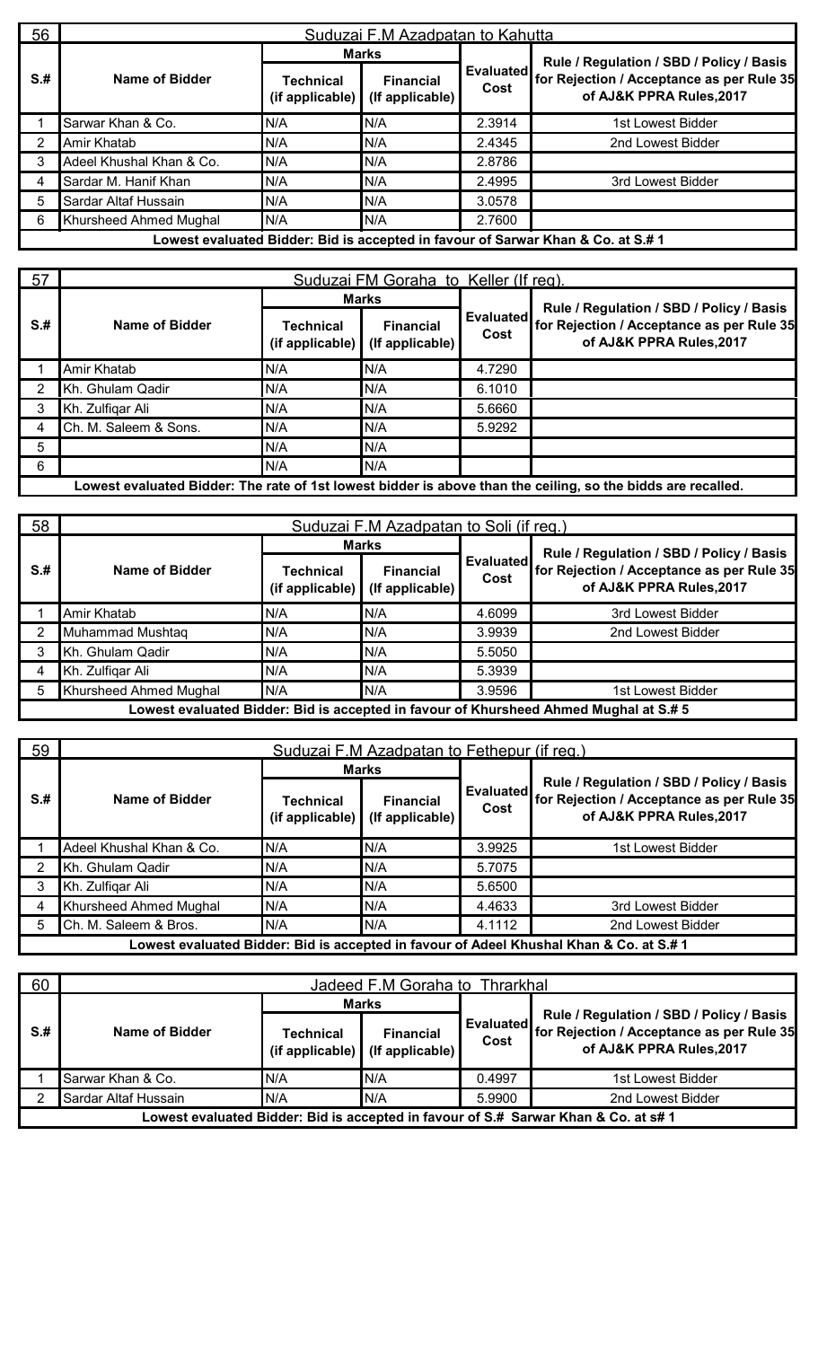| 56 | Suduzai F.M Azadpatan to Kahutta | | | | |
|---|---|---|---|---|---|
| S.# | Name of Bidder | Marks | | Evaluated Cost | Rule / Regulation / SBD / Policy / Basis for Rejection / Acceptance as per Rule 35 of AJ&K PPRA Rules,2017 |
| | | Technical (if applicable) | Financial (If applicable) | | |
| 1 | Sarwar Khan & Co. | N/A | N/A | 2.3914 | 1st Lowest Bidder |
| 2 | Amir Khatab | N/A | N/A | 2.4345 | 2nd Lowest Bidder |
| 3 | Adeel Khushal Khan & Co. | N/A | N/A | 2.8786 | |
| 4 | Sardar M. Hanif Khan | N/A | N/A | 2.4995 | 3rd Lowest Bidder |
| 5 | Sardar Altaf Hussain | N/A | N/A | 3.0578 | |
| 6 | Khursheed Ahmed Mughal | N/A | N/A | 2.7600 | |
| Lowest evaluated Bidder: Bid is accepted in favour of Sarwar Khan & Co. at S.# 1 | | | | | |

| 57 | Suduzai FM Goraha to Keller (If req). | | | | |
|---|---|---|---|---|---|
| S.# | Name of Bidder | Marks | | Evaluated Cost | Rule / Regulation / SBD / Policy / Basis for Rejection / Acceptance as per Rule 35 of AJ&K PPRA Rules,2017 |
| | | Technical (if applicable) | Financial (If applicable) | | |
| 1 | Amir Khatab | N/A | N/A | 4.7290 | |
| 2 | Kh. Ghulam Qadir | N/A | N/A | 6.1010 | |
| 3 | Kh. Zulfiqar Ali | N/A | N/A | 5.6660 | |
| 4 | Ch. M. Saleem & Sons. | N/A | N/A | 5.9292 | |
| 5 | | N/A | N/A | | |
| 6 | | N/A | N/A | | |
| Lowest evaluated Bidder: The rate of 1st lowest bidder is above than the ceiling, so the bidds are recalled. | | | | | |

| 58 | Suduzai F.M Azadpatan to Soli (if req.) | | | | |
|---|---|---|---|---|---|
| S.# | Name of Bidder | Marks | | Evaluated Cost | Rule / Regulation / SBD / Policy / Basis for Rejection / Acceptance as per Rule 35 of AJ&K PPRA Rules,2017 |
| | | Technical (if applicable) | Financial (If applicable) | | |
| 1 | Amir Khatab | N/A | N/A | 4.6099 | 3rd Lowest Bidder |
| 2 | Muhammad Mushtaq | N/A | N/A | 3.9939 | 2nd Lowest Bidder |
| 3 | Kh. Ghulam Qadir | N/A | N/A | 5.5050 | |
| 4 | Kh. Zulfiqar Ali | N/A | N/A | 5.3939 | |
| 5 | Khursheed Ahmed Mughal | N/A | N/A | 3.9596 | 1st Lowest Bidder |
| Lowest evaluated Bidder: Bid is accepted in favour of Khursheed Ahmed Mughal at S.# 5 | | | | | |

| 59 | Suduzai F.M Azadpatan to Fethepur (if req.) | | | | |
|---|---|---|---|---|---|
| S.# | Name of Bidder | Marks | | Evaluated Cost | Rule / Regulation / SBD / Policy / Basis for Rejection / Acceptance as per Rule 35 of AJ&K PPRA Rules,2017 |
| | | Technical (if applicable) | Financial (If applicable) | | |
| 1 | Adeel Khushal Khan & Co. | N/A | N/A | 3.9925 | 1st Lowest Bidder |
| 2 | Kh. Ghulam Qadir | N/A | N/A | 5.7075 | |
| 3 | Kh. Zulfiqar Ali | N/A | N/A | 5.6500 | |
| 4 | Khursheed Ahmed Mughal | N/A | N/A | 4.4633 | 3rd Lowest Bidder |
| 5 | Ch. M. Saleem & Bros. | N/A | N/A | 4.1112 | 2nd Lowest Bidder |
| Lowest evaluated Bidder: Bid is accepted in favour of Adeel Khushal Khan & Co. at S.# 1 | | | | | |

| 60 | Jadeed F.M Goraha to Thrarkhal | | | | |
|---|---|---|---|---|---|
| S.# | Name of Bidder | Marks | | Evaluated Cost | Rule / Regulation / SBD / Policy / Basis for Rejection / Acceptance as per Rule 35 of AJ&K PPRA Rules,2017 |
| | | Technical (if applicable) | Financial (If applicable) | | |
| 1 | Sarwar Khan & Co. | N/A | N/A | 0.4997 | 1st Lowest Bidder |
| 2 | Sardar Altaf Hussain | N/A | N/A | 5.9900 | 2nd Lowest Bidder |
| Lowest evaluated Bidder: Bid is accepted in favour of S.# Sarwar Khan & Co. at s# 1 | | | | | |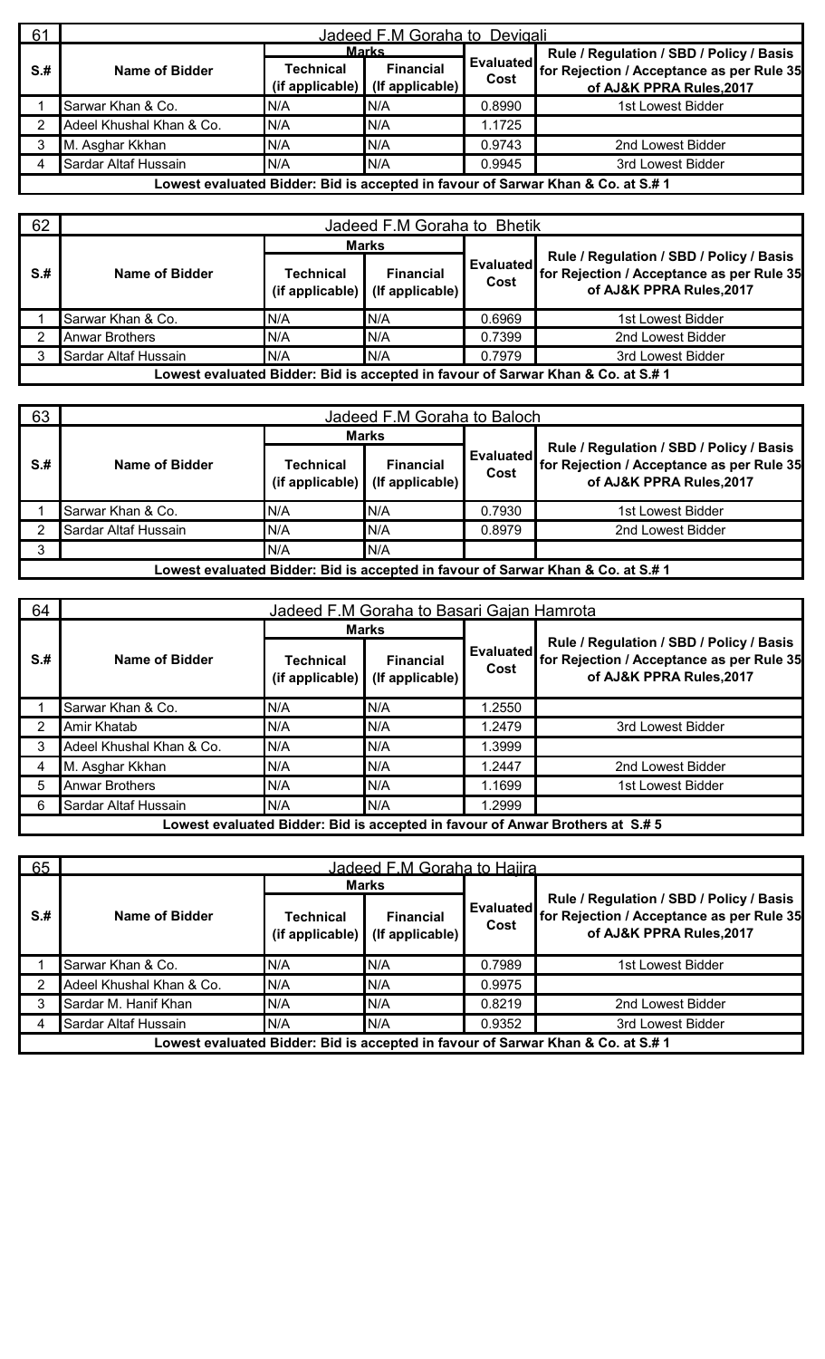| 61 | Jadeed F.M Goraha to Devigali | | | | |
|---|---|---|---|---|---|
| S.# | Name of Bidder | Marks | | Evaluated Cost | Rule / Regulation / SBD / Policy / Basis for Rejection / Acceptance as per Rule 35 of AJ&K PPRA Rules,2017 |
| | | Technical (if applicable) | Financial (If applicable) | | |
| 1 | Sarwar Khan & Co. | N/A | N/A | 0.8990 | 1st Lowest Bidder |
| 2 | Adeel Khushal Khan & Co. | N/A | N/A | 1.1725 | |
| 3 | M. Asghar Kkhan | N/A | N/A | 0.9743 | 2nd Lowest Bidder |
| 4 | Sardar Altaf Hussain | N/A | N/A | 0.9945 | 3rd Lowest Bidder |
| Lowest evaluated Bidder: Bid is accepted in favour of Sarwar Khan & Co. at S.# 1 | | | | | |

| 62 | Jadeed F.M Goraha to Bhetik | | | | |
|---|---|---|---|---|---|
| S.# | Name of Bidder | Marks | | Evaluated Cost | Rule / Regulation / SBD / Policy / Basis for Rejection / Acceptance as per Rule 35 of AJ&K PPRA Rules,2017 |
| | | Technical (if applicable) | Financial (If applicable) | | |
| 1 | Sarwar Khan & Co. | N/A | N/A | 0.6969 | 1st Lowest Bidder |
| 2 | Anwar Brothers | N/A | N/A | 0.7399 | 2nd Lowest Bidder |
| 3 | Sardar Altaf Hussain | N/A | N/A | 0.7979 | 3rd Lowest Bidder |
| Lowest evaluated Bidder: Bid is accepted in favour of Sarwar Khan & Co. at S.# 1 | | | | | |

| 63 | Jadeed F.M Goraha to Baloch | | | | |
|---|---|---|---|---|---|
| S.# | Name of Bidder | Marks | | Evaluated Cost | Rule / Regulation / SBD / Policy / Basis for Rejection / Acceptance as per Rule 35 of AJ&K PPRA Rules,2017 |
| | | Technical (if applicable) | Financial (If applicable) | | |
| 1 | Sarwar Khan & Co. | N/A | N/A | 0.7930 | 1st Lowest Bidder |
| 2 | Sardar Altaf Hussain | N/A | N/A | 0.8979 | 2nd Lowest Bidder |
| 3 | | N/A | N/A | | |
| Lowest evaluated Bidder: Bid is accepted in favour of Sarwar Khan & Co. at S.# 1 | | | | | |

| 64 | Jadeed F.M Goraha to Basari Gajan Hamrota | | | | |
|---|---|---|---|---|---|
| S.# | Name of Bidder | Marks | | Evaluated Cost | Rule / Regulation / SBD / Policy / Basis for Rejection / Acceptance as per Rule 35 of AJ&K PPRA Rules,2017 |
| | | Technical (if applicable) | Financial (If applicable) | | |
| 1 | Sarwar Khan & Co. | N/A | N/A | 1.2550 | |
| 2 | Amir Khatab | N/A | N/A | 1.2479 | 3rd Lowest Bidder |
| 3 | Adeel Khushal Khan & Co. | N/A | N/A | 1.3999 | |
| 4 | M. Asghar Kkhan | N/A | N/A | 1.2447 | 2nd Lowest Bidder |
| 5 | Anwar Brothers | N/A | N/A | 1.1699 | 1st Lowest Bidder |
| 6 | Sardar Altaf Hussain | N/A | N/A | 1.2999 | |
| Lowest evaluated Bidder: Bid is accepted in favour of Anwar Brothers at S.# 5 | | | | | |

| 65 | Jadeed F.M Goraha to Hajira | | | | |
|---|---|---|---|---|---|
| S.# | Name of Bidder | Marks | | Evaluated Cost | Rule / Regulation / SBD / Policy / Basis for Rejection / Acceptance as per Rule 35 of AJ&K PPRA Rules,2017 |
| | | Technical (if applicable) | Financial (If applicable) | | |
| 1 | Sarwar Khan & Co. | N/A | N/A | 0.7989 | 1st Lowest Bidder |
| 2 | Adeel Khushal Khan & Co. | N/A | N/A | 0.9975 | |
| 3 | Sardar M. Hanif Khan | N/A | N/A | 0.8219 | 2nd Lowest Bidder |
| 4 | Sardar Altaf Hussain | N/A | N/A | 0.9352 | 3rd Lowest Bidder |
| Lowest evaluated Bidder: Bid is accepted in favour of Sarwar Khan & Co. at S.# 1 | | | | | |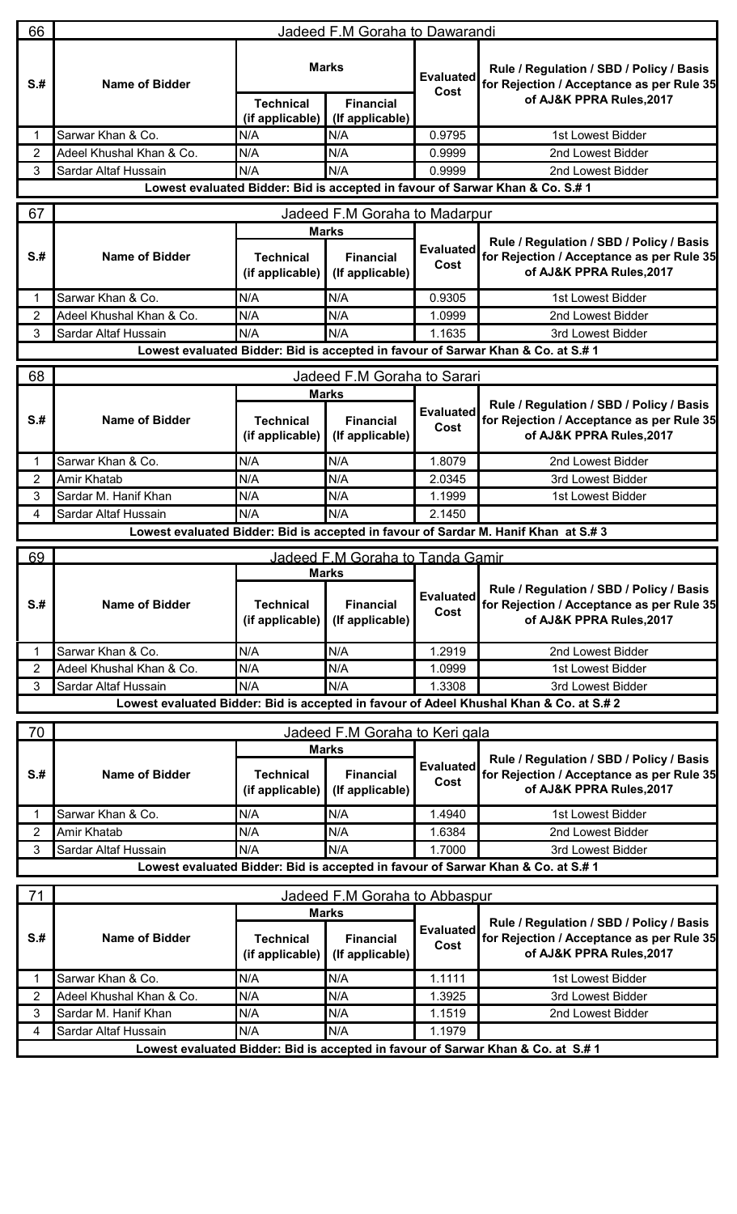## 66 Jadeed F.M Goraha to Dawarandi

| S.# | Name of Bidder | Marks | | Evaluated Cost | Rule / Regulation / SBD / Policy / Basis for Rejection / Acceptance as per Rule 35 of AJ&K PPRA Rules,2017 |
|---|---|---|---|---|---|
| | | Technical (if applicable) | Financial (If applicable) | | |
| 1 | Sarwar Khan & Co. | N/A | N/A | 0.9795 | 1st Lowest Bidder |
| 2 | Adeel Khushal Khan & Co. | N/A | N/A | 0.9999 | 2nd Lowest Bidder |
| 3 | Sardar Altaf Hussain | N/A | N/A | 0.9999 | 2nd Lowest Bidder |

**Lowest evaluated Bidder: Bid is accepted in favour of Sarwar Khan & Co. S.# 1**

## 67 Jadeed F.M Goraha to Madarpur

| S.# | Name of Bidder | Marks | | Evaluated Cost | Rule / Regulation / SBD / Policy / Basis for Rejection / Acceptance as per Rule 35 of AJ&K PPRA Rules,2017 |
|---|---|---|---|---|---|
| | | Technical (if applicable) | Financial (If applicable) | | |
| 1 | Sarwar Khan & Co. | N/A | N/A | 0.9305 | 1st Lowest Bidder |
| 2 | Adeel Khushal Khan & Co. | N/A | N/A | 1.0999 | 2nd Lowest Bidder |
| 3 | Sardar Altaf Hussain | N/A | N/A | 1.1635 | 3rd Lowest Bidder |

**Lowest evaluated Bidder: Bid is accepted in favour of Sarwar Khan & Co. at S.# 1**

## 68 Jadeed F.M Goraha to Sarari

| S.# | Name of Bidder | Marks | | Evaluated Cost | Rule / Regulation / SBD / Policy / Basis for Rejection / Acceptance as per Rule 35 of AJ&K PPRA Rules,2017 |
|---|---|---|---|---|---|
| | | Technical (if applicable) | Financial (If applicable) | | |
| 1 | Sarwar Khan & Co. | N/A | N/A | 1.8079 | 2nd Lowest Bidder |
| 2 | Amir Khatab | N/A | N/A | 2.0345 | 3rd Lowest Bidder |
| 3 | Sardar M. Hanif Khan | N/A | N/A | 1.1999 | 1st Lowest Bidder |
| 4 | Sardar Altaf Hussain | N/A | N/A | 2.1450 | |

**Lowest evaluated Bidder: Bid is accepted in favour of Sardar M. Hanif Khan at S.# 3**

## 69 Jadeed F.M Goraha to Tanda Gamir

| S.# | Name of Bidder | Marks | | Evaluated Cost | Rule / Regulation / SBD / Policy / Basis for Rejection / Acceptance as per Rule 35 of AJ&K PPRA Rules,2017 |
|---|---|---|---|---|---|
| | | Technical (if applicable) | Financial (If applicable) | | |
| 1 | Sarwar Khan & Co. | N/A | N/A | 1.2919 | 2nd Lowest Bidder |
| 2 | Adeel Khushal Khan & Co. | N/A | N/A | 1.0999 | 1st Lowest Bidder |
| 3 | Sardar Altaf Hussain | N/A | N/A | 1.3308 | 3rd Lowest Bidder |

**Lowest evaluated Bidder: Bid is accepted in favour of Adeel Khushal Khan & Co. at S.# 2**

## 70 Jadeed F.M Goraha to Keri gala

| S.# | Name of Bidder | Marks | | Evaluated Cost | Rule / Regulation / SBD / Policy / Basis for Rejection / Acceptance as per Rule 35 of AJ&K PPRA Rules,2017 |
|---|---|---|---|---|---|
| | | Technical (if applicable) | Financial (If applicable) | | |
| 1 | Sarwar Khan & Co. | N/A | N/A | 1.4940 | 1st Lowest Bidder |
| 2 | Amir Khatab | N/A | N/A | 1.6384 | 2nd Lowest Bidder |
| 3 | Sardar Altaf Hussain | N/A | N/A | 1.7000 | 3rd Lowest Bidder |

**Lowest evaluated Bidder: Bid is accepted in favour of Sarwar Khan & Co. at S.# 1**

## 71 Jadeed F.M Goraha to Abbaspur

| S.# | Name of Bidder | Marks | | Evaluated Cost | Rule / Regulation / SBD / Policy / Basis for Rejection / Acceptance as per Rule 35 of AJ&K PPRA Rules,2017 |
|---|---|---|---|---|---|
| | | Technical (if applicable) | Financial (If applicable) | | |
| 1 | Sarwar Khan & Co. | N/A | N/A | 1.1111 | 1st Lowest Bidder |
| 2 | Adeel Khushal Khan & Co. | N/A | N/A | 1.3925 | 3rd Lowest Bidder |
| 3 | Sardar M. Hanif Khan | N/A | N/A | 1.1519 | 2nd Lowest Bidder |
| 4 | Sardar Altaf Hussain | N/A | N/A | 1.1979 | |

**Lowest evaluated Bidder: Bid is accepted in favour of Sarwar Khan & Co. at S.# 1**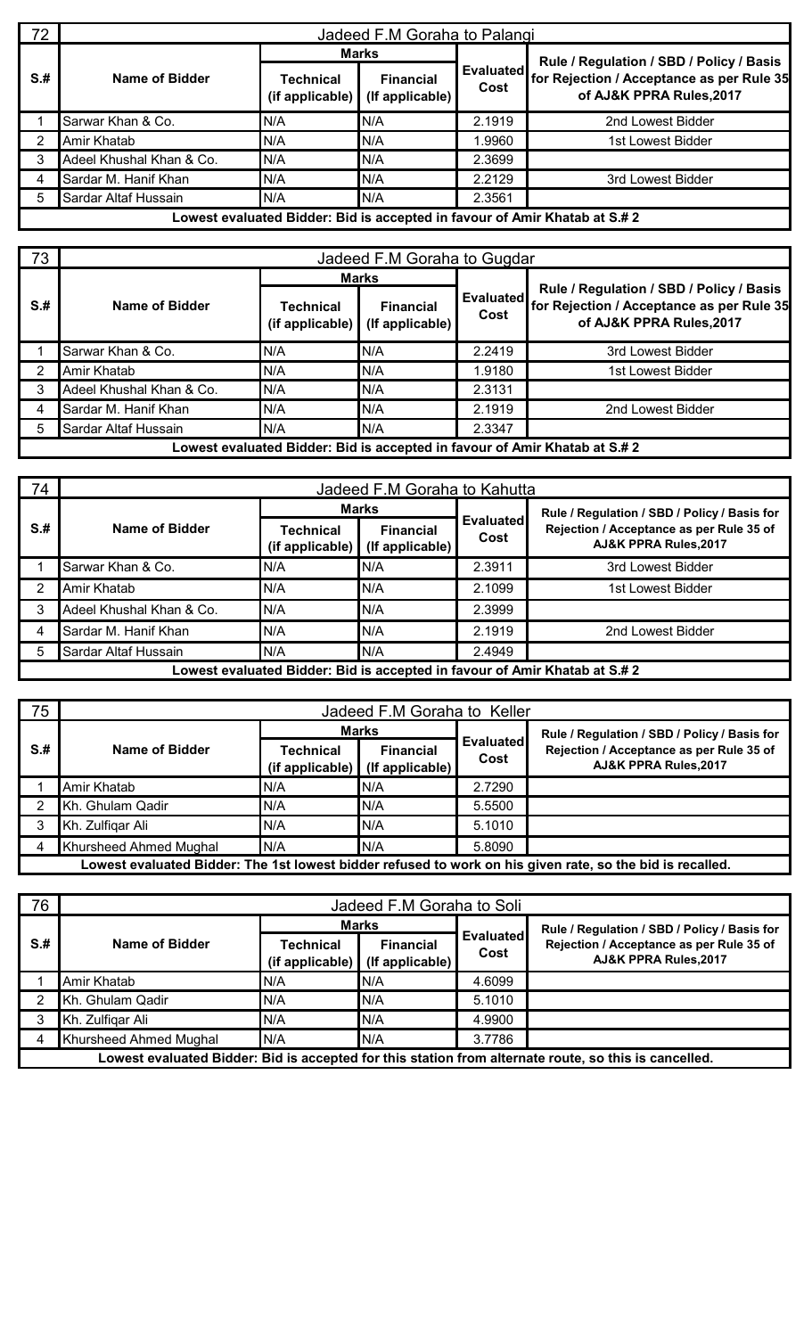| 72 | Jadeed F.M Goraha to Palangi | | | | |
|---|---|---|---|---|---|
| S.# | Name of Bidder | Marks | | Evaluated Cost | Rule / Regulation / SBD / Policy / Basis for Rejection / Acceptance as per Rule 35 of AJ&K PPRA Rules,2017 |
| | | Technical (if applicable) | Financial (If applicable) | | |
| 1 | Sarwar Khan & Co. | N/A | N/A | 2.1919 | 2nd Lowest Bidder |
| 2 | Amir Khatab | N/A | N/A | 1.9960 | 1st Lowest Bidder |
| 3 | Adeel Khushal Khan & Co. | N/A | N/A | 2.3699 | |
| 4 | Sardar M. Hanif Khan | N/A | N/A | 2.2129 | 3rd Lowest Bidder |
| 5 | Sardar Altaf Hussain | N/A | N/A | 2.3561 | |
| Lowest evaluated Bidder: Bid is accepted in favour of Amir Khatab at S.# 2 | | | | | |

| 73 | Jadeed F.M Goraha to Gugdar | | | | |
|---|---|---|---|---|---|
| S.# | Name of Bidder | Marks | | Evaluated Cost | Rule / Regulation / SBD / Policy / Basis for Rejection / Acceptance as per Rule 35 of AJ&K PPRA Rules,2017 |
| | | Technical (if applicable) | Financial (If applicable) | | |
| 1 | Sarwar Khan & Co. | N/A | N/A | 2.2419 | 3rd Lowest Bidder |
| 2 | Amir Khatab | N/A | N/A | 1.9180 | 1st Lowest Bidder |
| 3 | Adeel Khushal Khan & Co. | N/A | N/A | 2.3131 | |
| 4 | Sardar M. Hanif Khan | N/A | N/A | 2.1919 | 2nd Lowest Bidder |
| 5 | Sardar Altaf Hussain | N/A | N/A | 2.3347 | |
| Lowest evaluated Bidder: Bid is accepted in favour of Amir Khatab at S.# 2 | | | | | |

| 74 | Jadeed F.M Goraha to Kahutta | | | | |
|---|---|---|---|---|---|
| S.# | Name of Bidder | Marks | | Evaluated Cost | Rule / Regulation / SBD / Policy / Basis for Rejection / Acceptance as per Rule 35 of AJ&K PPRA Rules,2017 |
| | | Technical (if applicable) | Financial (If applicable) | | |
| 1 | Sarwar Khan & Co. | N/A | N/A | 2.3911 | 3rd Lowest Bidder |
| 2 | Amir Khatab | N/A | N/A | 2.1099 | 1st Lowest Bidder |
| 3 | Adeel Khushal Khan & Co. | N/A | N/A | 2.3999 | |
| 4 | Sardar M. Hanif Khan | N/A | N/A | 2.1919 | 2nd Lowest Bidder |
| 5 | Sardar Altaf Hussain | N/A | N/A | 2.4949 | |
| Lowest evaluated Bidder: Bid is accepted in favour of Amir Khatab at S.# 2 | | | | | |

| 75 | Jadeed F.M Goraha to Keller | | | | |
|---|---|---|---|---|---|
| S.# | Name of Bidder | Marks | | Evaluated Cost | Rule / Regulation / SBD / Policy / Basis for Rejection / Acceptance as per Rule 35 of AJ&K PPRA Rules,2017 |
| | | Technical (if applicable) | Financial (If applicable) | | |
| 1 | Amir Khatab | N/A | N/A | 2.7290 | |
| 2 | Kh. Ghulam Qadir | N/A | N/A | 5.5500 | |
| 3 | Kh. Zulfiqar Ali | N/A | N/A | 5.1010 | |
| 4 | Khursheed Ahmed Mughal | N/A | N/A | 5.8090 | |
| Lowest evaluated Bidder: The 1st lowest bidder refused to work on his given rate, so the bid is recalled. | | | | | |

| 76 | Jadeed F.M Goraha to Soli | | | | |
|---|---|---|---|---|---|
| S.# | Name of Bidder | Marks | | Evaluated Cost | Rule / Regulation / SBD / Policy / Basis for Rejection / Acceptance as per Rule 35 of AJ&K PPRA Rules,2017 |
| | | Technical (if applicable) | Financial (If applicable) | | |
| 1 | Amir Khatab | N/A | N/A | 4.6099 | |
| 2 | Kh. Ghulam Qadir | N/A | N/A | 5.1010 | |
| 3 | Kh. Zulfiqar Ali | N/A | N/A | 4.9900 | |
| 4 | Khursheed Ahmed Mughal | N/A | N/A | 3.7786 | |
| Lowest evaluated Bidder: Bid is accepted for this station from alternate route, so this is cancelled. | | | | | |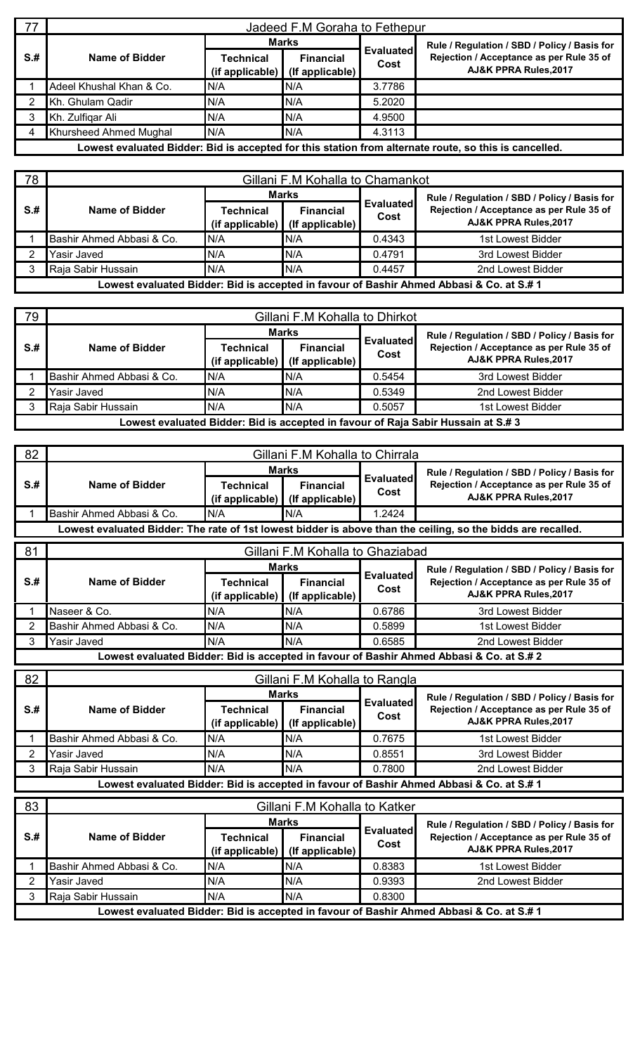| 77 | Jadeed F.M Goraha to Fethepur | | | | |
|---|---|---|---|---|---|
| S.# | Name of Bidder | Marks | | Evaluated Cost | Rule / Regulation / SBD / Policy / Basis for Rejection / Acceptance as per Rule 35 of AJ&K PPRA Rules,2017 |
| | | Technical (if applicable) | Financial (If applicable) | | |
| 1 | Adeel Khushal Khan & Co. | N/A | N/A | 3.7786 | |
| 2 | Kh. Ghulam Qadir | N/A | N/A | 5.2020 | |
| 3 | Kh. Zulfiqar Ali | N/A | N/A | 4.9500 | |
| 4 | Khursheed Ahmed Mughal | N/A | N/A | 4.3113 | |
| Lowest evaluated Bidder: Bid is accepted for this station from alternate route, so this is cancelled. | | | | | |

| 78 | Gillani F.M Kohalla to Chamankot | | | | |
|---|---|---|---|---|---|
| S.# | Name of Bidder | Marks | | Evaluated Cost | Rule / Regulation / SBD / Policy / Basis for Rejection / Acceptance as per Rule 35 of AJ&K PPRA Rules,2017 |
| | | Technical (if applicable) | Financial (If applicable) | | |
| 1 | Bashir Ahmed Abbasi & Co. | N/A | N/A | 0.4343 | 1st Lowest Bidder |
| 2 | Yasir Javed | N/A | N/A | 0.4791 | 3rd Lowest Bidder |
| 3 | Raja Sabir Hussain | N/A | N/A | 0.4457 | 2nd Lowest Bidder |
| Lowest evaluated Bidder: Bid is accepted in favour of Bashir Ahmed Abbasi & Co. at S.# 1 | | | | | |

| 79 | Gillani F.M Kohalla to Dhirkot | | | | |
|---|---|---|---|---|---|
| S.# | Name of Bidder | Marks | | Evaluated Cost | Rule / Regulation / SBD / Policy / Basis for Rejection / Acceptance as per Rule 35 of AJ&K PPRA Rules,2017 |
| | | Technical (if applicable) | Financial (If applicable) | | |
| 1 | Bashir Ahmed Abbasi & Co. | N/A | N/A | 0.5454 | 3rd Lowest Bidder |
| 2 | Yasir Javed | N/A | N/A | 0.5349 | 2nd Lowest Bidder |
| 3 | Raja Sabir Hussain | N/A | N/A | 0.5057 | 1st Lowest Bidder |
| Lowest evaluated Bidder: Bid is accepted in favour of Raja Sabir Hussain at S.# 3 | | | | | |

| 82 | Gillani F.M Kohalla to Chirrala | | | | |
|---|---|---|---|---|---|
| S.# | Name of Bidder | Marks | | Evaluated Cost | Rule / Regulation / SBD / Policy / Basis for Rejection / Acceptance as per Rule 35 of AJ&K PPRA Rules,2017 |
| | | Technical (if applicable) | Financial (If applicable) | | |
| 1 | Bashir Ahmed Abbasi & Co. | N/A | N/A | 1.2424 | |
| Lowest evaluated Bidder: The rate of 1st lowest bidder is above than the ceiling, so the bidds are recalled. | | | | | |

| 81 | Gillani F.M Kohalla to Ghaziabad | | | | |
|---|---|---|---|---|---|
| S.# | Name of Bidder | Marks | | Evaluated Cost | Rule / Regulation / SBD / Policy / Basis for Rejection / Acceptance as per Rule 35 of AJ&K PPRA Rules,2017 |
| | | Technical (if applicable) | Financial (If applicable) | | |
| 1 | Naseer & Co. | N/A | N/A | 0.6786 | 3rd Lowest Bidder |
| 2 | Bashir Ahmed Abbasi & Co. | N/A | N/A | 0.5899 | 1st Lowest Bidder |
| 3 | Yasir Javed | N/A | N/A | 0.6585 | 2nd Lowest Bidder |
| Lowest evaluated Bidder: Bid is accepted in favour of Bashir Ahmed Abbasi & Co. at S.# 2 | | | | | |

| 82 | Gillani F.M Kohalla to Rangla | | | | |
|---|---|---|---|---|---|
| S.# | Name of Bidder | Marks | | Evaluated Cost | Rule / Regulation / SBD / Policy / Basis for Rejection / Acceptance as per Rule 35 of AJ&K PPRA Rules,2017 |
| | | Technical (if applicable) | Financial (If applicable) | | |
| 1 | Bashir Ahmed Abbasi & Co. | N/A | N/A | 0.7675 | 1st Lowest Bidder |
| 2 | Yasir Javed | N/A | N/A | 0.8551 | 3rd Lowest Bidder |
| 3 | Raja Sabir Hussain | N/A | N/A | 0.7800 | 2nd Lowest Bidder |
| Lowest evaluated Bidder: Bid is accepted in favour of Bashir Ahmed Abbasi & Co. at S.# 1 | | | | | |

| 83 | Gillani F.M Kohalla to Katker | | | | |
|---|---|---|---|---|---|
| S.# | Name of Bidder | Marks | | Evaluated Cost | Rule / Regulation / SBD / Policy / Basis for Rejection / Acceptance as per Rule 35 of AJ&K PPRA Rules,2017 |
| | | Technical (if applicable) | Financial (If applicable) | | |
| 1 | Bashir Ahmed Abbasi & Co. | N/A | N/A | 0.8383 | 1st Lowest Bidder |
| 2 | Yasir Javed | N/A | N/A | 0.9393 | 2nd Lowest Bidder |
| 3 | Raja Sabir Hussain | N/A | N/A | 0.8300 | |
| Lowest evaluated Bidder: Bid is accepted in favour of Bashir Ahmed Abbasi & Co. at S.# 1 | | | | | |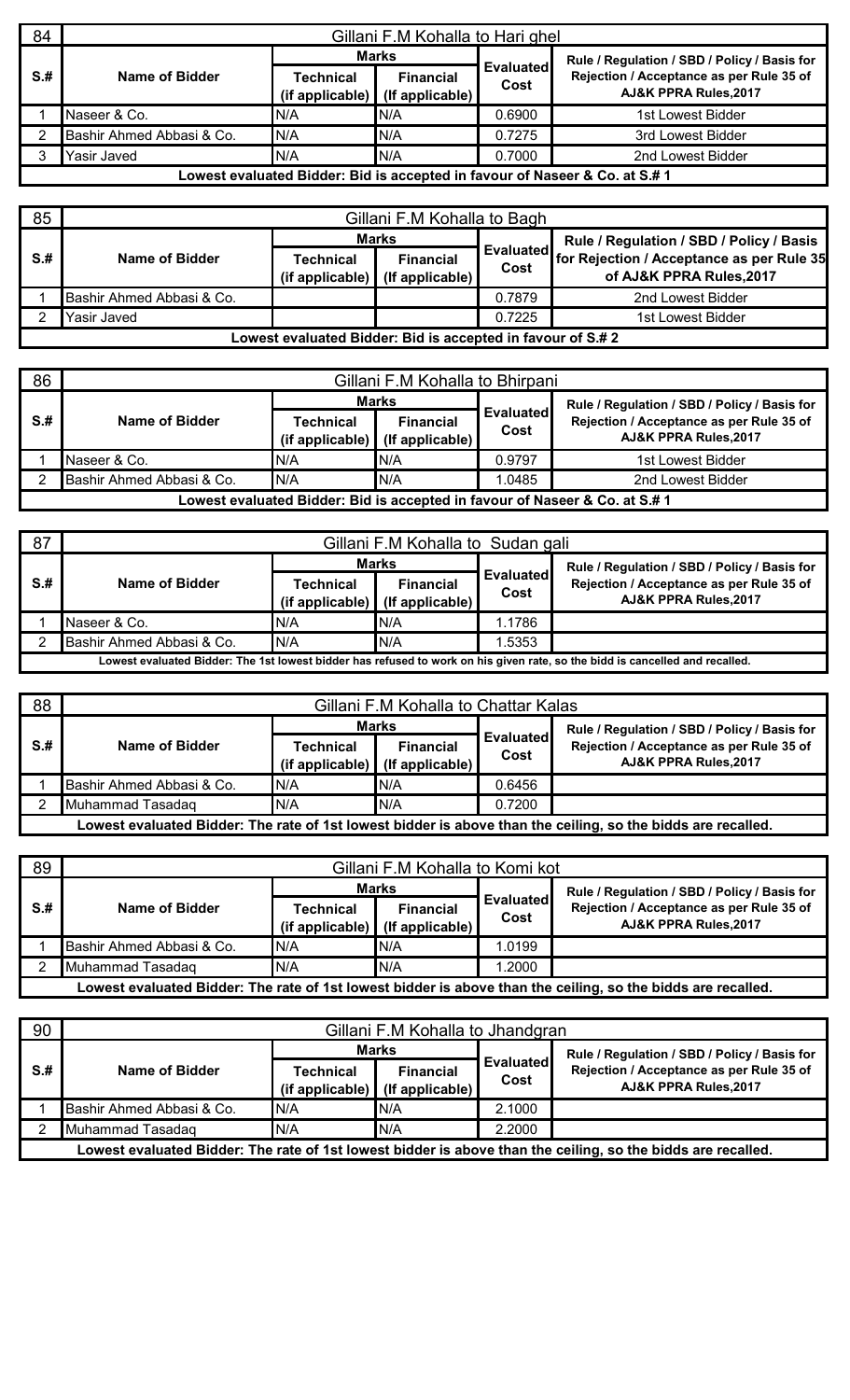| 84 | Gillani F.M Kohalla to Hari ghel | | | | |
|---|---|---|---|---|---|
| S.# | Name of Bidder | Marks | | Evaluated Cost | Rule / Regulation / SBD / Policy / Basis for Rejection / Acceptance as per Rule 35 of AJ&K PPRA Rules,2017 |
| | | Technical (if applicable) | Financial (If applicable) | | |
| 1 | Naseer & Co. | N/A | N/A | 0.6900 | 1st Lowest Bidder |
| 2 | Bashir Ahmed Abbasi & Co. | N/A | N/A | 0.7275 | 3rd Lowest Bidder |
| 3 | Yasir Javed | N/A | N/A | 0.7000 | 2nd Lowest Bidder |
| Lowest evaluated Bidder: Bid is accepted in favour of Naseer & Co. at S.# 1 | | | | | |

| 85 | Gillani F.M Kohalla to Bagh | | | | |
|---|---|---|---|---|---|
| S.# | Name of Bidder | Marks | | Evaluated Cost | Rule / Regulation / SBD / Policy / Basis for Rejection / Acceptance as per Rule 35 of AJ&K PPRA Rules,2017 |
| | | Technical (if applicable) | Financial (If applicable) | | |
| 1 | Bashir Ahmed Abbasi & Co. | | | 0.7879 | 2nd Lowest Bidder |
| 2 | Yasir Javed | | | 0.7225 | 1st Lowest Bidder |
| Lowest evaluated Bidder: Bid is accepted in favour of S.# 2 | | | | | |

| 86 | Gillani F.M Kohalla to Bhirpani | | | | |
|---|---|---|---|---|---|
| S.# | Name of Bidder | Marks | | Evaluated Cost | Rule / Regulation / SBD / Policy / Basis for Rejection / Acceptance as per Rule 35 of AJ&K PPRA Rules,2017 |
| | | Technical (if applicable) | Financial (If applicable) | | |
| 1 | Naseer & Co. | N/A | N/A | 0.9797 | 1st Lowest Bidder |
| 2 | Bashir Ahmed Abbasi & Co. | N/A | N/A | 1.0485 | 2nd Lowest Bidder |
| Lowest evaluated Bidder: Bid is accepted in favour of Naseer & Co. at S.# 1 | | | | | |

| 87 | Gillani F.M Kohalla to Sudan gali | | | | |
|---|---|---|---|---|---|
| S.# | Name of Bidder | Marks | | Evaluated Cost | Rule / Regulation / SBD / Policy / Basis for Rejection / Acceptance as per Rule 35 of AJ&K PPRA Rules,2017 |
| | | Technical (if applicable) | Financial (If applicable) | | |
| 1 | Naseer & Co. | N/A | N/A | 1.1786 | |
| 2 | Bashir Ahmed Abbasi & Co. | N/A | N/A | 1.5353 | |
| Lowest evaluated Bidder: The 1st lowest bidder has refused to work on his given rate, so the bidd is cancelled and recalled. | | | | | |

| 88 | Gillani F.M Kohalla to Chattar Kalas | | | | |
|---|---|---|---|---|---|
| S.# | Name of Bidder | Marks | | Evaluated Cost | Rule / Regulation / SBD / Policy / Basis for Rejection / Acceptance as per Rule 35 of AJ&K PPRA Rules,2017 |
| | | Technical (if applicable) | Financial (If applicable) | | |
| 1 | Bashir Ahmed Abbasi & Co. | N/A | N/A | 0.6456 | |
| 2 | Muhammad Tasadaq | N/A | N/A | 0.7200 | |
| Lowest evaluated Bidder: The rate of 1st lowest bidder is above than the ceiling, so the bidds are recalled. | | | | | |

| 89 | Gillani F.M Kohalla to Komi kot | | | | |
|---|---|---|---|---|---|
| S.# | Name of Bidder | Marks | | Evaluated Cost | Rule / Regulation / SBD / Policy / Basis for Rejection / Acceptance as per Rule 35 of AJ&K PPRA Rules,2017 |
| | | Technical (if applicable) | Financial (If applicable) | | |
| 1 | Bashir Ahmed Abbasi & Co. | N/A | N/A | 1.0199 | |
| 2 | Muhammad Tasadaq | N/A | N/A | 1.2000 | |
| Lowest evaluated Bidder: The rate of 1st lowest bidder is above than the ceiling, so the bidds are recalled. | | | | | |

| 90 | Gillani F.M Kohalla to Jhandgran | | | | |
|---|---|---|---|---|---|
| S.# | Name of Bidder | Marks | | Evaluated Cost | Rule / Regulation / SBD / Policy / Basis for Rejection / Acceptance as per Rule 35 of AJ&K PPRA Rules,2017 |
| | | Technical (if applicable) | Financial (If applicable) | | |
| 1 | Bashir Ahmed Abbasi & Co. | N/A | N/A | 2.1000 | |
| 2 | Muhammad Tasadaq | N/A | N/A | 2.2000 | |
| Lowest evaluated Bidder: The rate of 1st lowest bidder is above than the ceiling, so the bidds are recalled. | | | | | |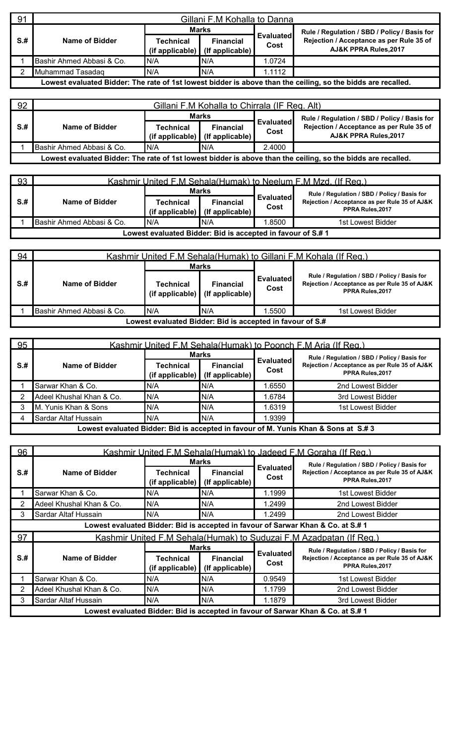| 91 | Gillani F.M Kohalla to Danna | | | | |
|---|---|---|---|---|---|
| S.# | Name of Bidder | Marks | | Evaluated Cost | Rule / Regulation / SBD / Policy / Basis for Rejection / Acceptance as per Rule 35 of AJ&K PPRA Rules,2017 |
| | | Technical (if applicable) | Financial (If applicable) | | |
| 1 | Bashir Ahmed Abbasi & Co. | N/A | N/A | 1.0724 | |
| 2 | Muhammad Tasadaq | N/A | N/A | 1.1112 | |
| Lowest evaluated Bidder: The rate of 1st lowest bidder is above than the ceiling, so the bidds are recalled. | | | | | |

| 92 | Gillani F.M Kohalla to Chirrala (IF Req. Alt) | | | | |
|---|---|---|---|---|---|
| S.# | Name of Bidder | Marks | | Evaluated Cost | Rule / Regulation / SBD / Policy / Basis for Rejection / Acceptance as per Rule 35 of AJ&K PPRA Rules,2017 |
| | | Technical (if applicable) | Financial (If applicable) | | |
| 1 | Bashir Ahmed Abbasi & Co. | N/A | N/A | 2.4000 | |
| Lowest evaluated Bidder: The rate of 1st lowest bidder is above than the ceiling, so the bidds are recalled. | | | | | |

| 93 | Kashmir United F.M Sehala(Humak) to Neelum F.M Mzd. (If Req.) | | | | |
|---|---|---|---|---|---|
| S.# | Name of Bidder | Marks | | Evaluated Cost | Rule / Regulation / SBD / Policy / Basis for Rejection / Acceptance as per Rule 35 of AJ&K PPRA Rules,2017 |
| | | Technical (if applicable) | Financial (If applicable) | | |
| 1 | Bashir Ahmed Abbasi & Co. | N/A | N/A | 1.8500 | 1st Lowest Bidder |
| Lowest evaluated Bidder: Bid is accepted in favour of S.# 1 | | | | | |

| 94 | Kashmir United F.M Sehala(Humak) to Gillani F.M Kohala (If Req.) | | | | |
|---|---|---|---|---|---|
| S.# | Name of Bidder | Marks | | Evaluated Cost | Rule / Regulation / SBD / Policy / Basis for Rejection / Acceptance as per Rule 35 of AJ&K PPRA Rules,2017 |
| | | Technical (if applicable) | Financial (If applicable) | | |
| 1 | Bashir Ahmed Abbasi & Co. | N/A | N/A | 1.5500 | 1st Lowest Bidder |
| Lowest evaluated Bidder: Bid is accepted in favour of S.# | | | | | |

| 95 | Kashmir United F.M Sehala(Humak) to Poonch F.M Aria (If Req.) | | | | |
|---|---|---|---|---|---|
| S.# | Name of Bidder | Marks | | Evaluated Cost | Rule / Regulation / SBD / Policy / Basis for Rejection / Acceptance as per Rule 35 of AJ&K PPRA Rules,2017 |
| | | Technical (if applicable) | Financial (If applicable) | | |
| 1 | Sarwar Khan & Co. | N/A | N/A | 1.6550 | 2nd Lowest Bidder |
| 2 | Adeel Khushal Khan & Co. | N/A | N/A | 1.6784 | 3rd Lowest Bidder |
| 3 | M. Yunis Khan & Sons | N/A | N/A | 1.6319 | 1st Lowest Bidder |
| 4 | Sardar Altaf Hussain | N/A | N/A | 1.9399 | |
| Lowest evaluated Bidder: Bid is accepted in favour of M. Yunis Khan & Sons at S.# 3 | | | | | |

| 96 | Kashmir United F.M Sehala(Humak) to Jadeed F.M Goraha (If Req.) | | | | |
|---|---|---|---|---|---|
| S.# | Name of Bidder | Marks | | Evaluated Cost | Rule / Regulation / SBD / Policy / Basis for Rejection / Acceptance as per Rule 35 of AJ&K PPRA Rules,2017 |
| | | Technical (if applicable) | Financial (If applicable) | | |
| 1 | Sarwar Khan & Co. | N/A | N/A | 1.1999 | 1st Lowest Bidder |
| 2 | Adeel Khushal Khan & Co. | N/A | N/A | 1.2499 | 2nd Lowest Bidder |
| 3 | Sardar Altaf Hussain | N/A | N/A | 1.2499 | 2nd Lowest Bidder |
| Lowest evaluated Bidder: Bid is accepted in favour of Sarwar Khan & Co. at S.# 1 | | | | | |

| 97 | Kashmir United F.M Sehala(Humak) to Suduzai F.M Azadpatan (If Req.) | | | | |
|---|---|---|---|---|---|
| S.# | Name of Bidder | Marks | | Evaluated Cost | Rule / Regulation / SBD / Policy / Basis for Rejection / Acceptance as per Rule 35 of AJ&K PPRA Rules,2017 |
| | | Technical (if applicable) | Financial (If applicable) | | |
| 1 | Sarwar Khan & Co. | N/A | N/A | 0.9549 | 1st Lowest Bidder |
| 2 | Adeel Khushal Khan & Co. | N/A | N/A | 1.1799 | 2nd Lowest Bidder |
| 3 | Sardar Altaf Hussain | N/A | N/A | 1.1879 | 3rd Lowest Bidder |
| Lowest evaluated Bidder: Bid is accepted in favour of Sarwar Khan & Co. at S.# 1 | | | | | |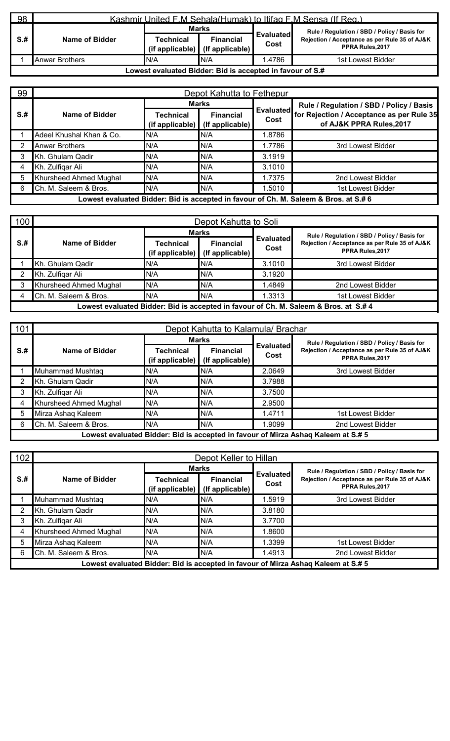| 98 | Kashmir United F.M Sehala(Humak) to Itifaq F.M Sensa (If Req.) | | | | |
|---|---|---|---|---|---|
| S.# | Name of Bidder | Marks | | Evaluated Cost | Rule / Regulation / SBD / Policy / Basis for Rejection / Acceptance as per Rule 35 of AJ&K PPRA Rules,2017 |
| | | Technical (if applicable) | Financial (If applicable) | | |
| 1 | Anwar Brothers | N/A | N/A | 1.4786 | 1st Lowest Bidder |
| Lowest evaluated Bidder: Bid is accepted in favour of S.# | | | | | |

| 99 | Depot Kahutta to Fethepur | | | | |
|---|---|---|---|---|---|
| S.# | Name of Bidder | Marks | | Evaluated Cost | Rule / Regulation / SBD / Policy / Basis for Rejection / Acceptance as per Rule 35 of AJ&K PPRA Rules,2017 |
| | | Technical (if applicable) | Financial (If applicable) | | |
| 1 | Adeel Khushal Khan & Co. | N/A | N/A | 1.8786 | |
| 2 | Anwar Brothers | N/A | N/A | 1.7786 | 3rd Lowest Bidder |
| 3 | Kh. Ghulam Qadir | N/A | N/A | 3.1919 | |
| 4 | Kh. Zulfiqar Ali | N/A | N/A | 3.1010 | |
| 5 | Khursheed Ahmed Mughal | N/A | N/A | 1.7375 | 2nd Lowest Bidder |
| 6 | Ch. M. Saleem & Bros. | N/A | N/A | 1.5010 | 1st Lowest Bidder |
| Lowest evaluated Bidder: Bid is accepted in favour of Ch. M. Saleem & Bros. at S.# 6 | | | | | |

| 100 | Depot Kahutta to Soli | | | | |
|---|---|---|---|---|---|
| S.# | Name of Bidder | Marks | | Evaluated Cost | Rule / Regulation / SBD / Policy / Basis for Rejection / Acceptance as per Rule 35 of AJ&K PPRA Rules,2017 |
| | | Technical (if applicable) | Financial (If applicable) | | |
| 1 | Kh. Ghulam Qadir | N/A | N/A | 3.1010 | 3rd Lowest Bidder |
| 2 | Kh. Zulfiqar Ali | N/A | N/A | 3.1920 | |
| 3 | Khursheed Ahmed Mughal | N/A | N/A | 1.4849 | 2nd Lowest Bidder |
| 4 | Ch. M. Saleem & Bros. | N/A | N/A | 1.3313 | 1st Lowest Bidder |
| Lowest evaluated Bidder: Bid is accepted in favour of Ch. M. Saleem & Bros. at S.# 4 | | | | | |

| 101 | Depot Kahutta to Kalamula/ Brachar | | | | |
|---|---|---|---|---|---|
| S.# | Name of Bidder | Marks | | Evaluated Cost | Rule / Regulation / SBD / Policy / Basis for Rejection / Acceptance as per Rule 35 of AJ&K PPRA Rules,2017 |
| | | Technical (if applicable) | Financial (If applicable) | | |
| 1 | Muhammad Mushtaq | N/A | N/A | 2.0649 | 3rd Lowest Bidder |
| 2 | Kh. Ghulam Qadir | N/A | N/A | 3.7988 | |
| 3 | Kh. Zulfiqar Ali | N/A | N/A | 3.7500 | |
| 4 | Khursheed Ahmed Mughal | N/A | N/A | 2.9500 | |
| 5 | Mirza Ashaq Kaleem | N/A | N/A | 1.4711 | 1st Lowest Bidder |
| 6 | Ch. M. Saleem & Bros. | N/A | N/A | 1.9099 | 2nd Lowest Bidder |
| Lowest evaluated Bidder: Bid is accepted in favour of Mirza Ashaq Kaleem at S.# 5 | | | | | |

| 102 | Depot Keller to Hillan | | | | |
|---|---|---|---|---|---|
| S.# | Name of Bidder | Marks | | Evaluated Cost | Rule / Regulation / SBD / Policy / Basis for Rejection / Acceptance as per Rule 35 of AJ&K PPRA Rules,2017 |
| | | Technical (if applicable) | Financial (If applicable) | | |
| 1 | Muhammad Mushtaq | N/A | N/A | 1.5919 | 3rd Lowest Bidder |
| 2 | Kh. Ghulam Qadir | N/A | N/A | 3.8180 | |
| 3 | Kh. Zulfiqar Ali | N/A | N/A | 3.7700 | |
| 4 | Khursheed Ahmed Mughal | N/A | N/A | 1.8600 | |
| 5 | Mirza Ashaq Kaleem | N/A | N/A | 1.3399 | 1st Lowest Bidder |
| 6 | Ch. M. Saleem & Bros. | N/A | N/A | 1.4913 | 2nd Lowest Bidder |
| Lowest evaluated Bidder: Bid is accepted in favour of Mirza Ashaq Kaleem at S.# 5 | | | | | |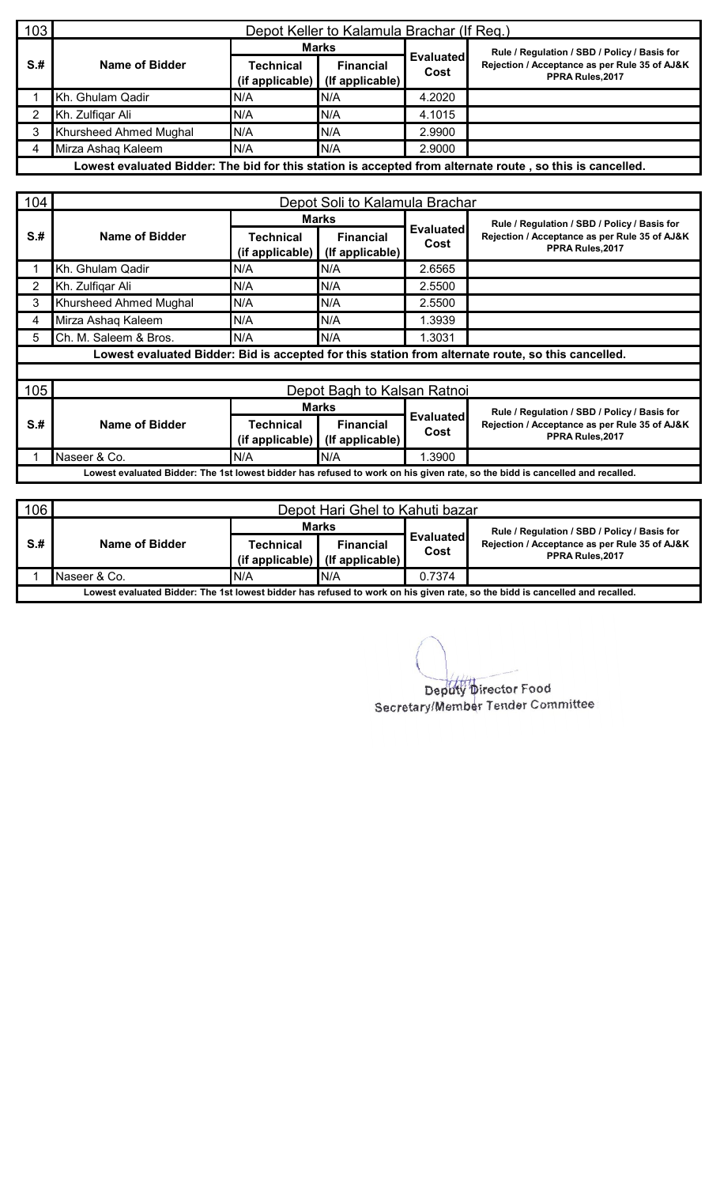| 103 | Depot Keller to Kalamula Brachar (If Req.) | | | | |
|---|---|---|---|---|---|
| S.# | Name of Bidder | Marks | | Evaluated Cost | Rule / Regulation / SBD / Policy / Basis for Rejection / Acceptance as per Rule 35 of AJ&K PPRA Rules,2017 |
| | | Technical (if applicable) | Financial (If applicable) | | |
| 1 | Kh. Ghulam Qadir | N/A | N/A | 4.2020 | |
| 2 | Kh. Zulfiqar Ali | N/A | N/A | 4.1015 | |
| 3 | Khursheed Ahmed Mughal | N/A | N/A | 2.9900 | |
| 4 | Mirza Ashaq Kaleem | N/A | N/A | 2.9000 | |
| Lowest evaluated Bidder: The bid for this station is accepted from alternate route , so this is cancelled. | | | | | |

| 104 | Depot Soli to Kalamula Brachar | | | | |
|---|---|---|---|---|---|
| S.# | Name of Bidder | Marks | | Evaluated Cost | Rule / Regulation / SBD / Policy / Basis for Rejection / Acceptance as per Rule 35 of AJ&K PPRA Rules,2017 |
| | | Technical (if applicable) | Financial (If applicable) | | |
| 1 | Kh. Ghulam Qadir | N/A | N/A | 2.6565 | |
| 2 | Kh. Zulfiqar Ali | N/A | N/A | 2.5500 | |
| 3 | Khursheed Ahmed Mughal | N/A | N/A | 2.5500 | |
| 4 | Mirza Ashaq Kaleem | N/A | N/A | 1.3939 | |
| 5 | Ch. M. Saleem & Bros. | N/A | N/A | 1.3031 | |
| Lowest evaluated Bidder: Bid is accepted for this station from alternate route, so this cancelled. | | | | | |

| 105 | Depot Bagh to Kalsan Ratnoi | | | | |
|---|---|---|---|---|---|
| S.# | Name of Bidder | Marks | | Evaluated Cost | Rule / Regulation / SBD / Policy / Basis for Rejection / Acceptance as per Rule 35 of AJ&K PPRA Rules,2017 |
| | | Technical (if applicable) | Financial (If applicable) | | |
| 1 | Naseer & Co. | N/A | N/A | 1.3900 | |
| Lowest evaluated Bidder: The 1st lowest bidder has refused to work on his given rate, so the bidd is cancelled and recalled. | | | | | |

| 106 | Depot Hari Ghel to Kahuti bazar | | | | |
|---|---|---|---|---|---|
| S.# | Name of Bidder | Marks | | Evaluated Cost | Rule / Regulation / SBD / Policy / Basis for Rejection / Acceptance as per Rule 35 of AJ&K PPRA Rules,2017 |
| | | Technical (if applicable) | Financial (If applicable) | | |
| 1 | Naseer & Co. | N/A | N/A | 0.7374 | |
| Lowest evaluated Bidder: The 1st lowest bidder has refused to work on his given rate, so the bidd is cancelled and recalled. | | | | | |

Deputy Director Food
Secretary/Member Tender Committee